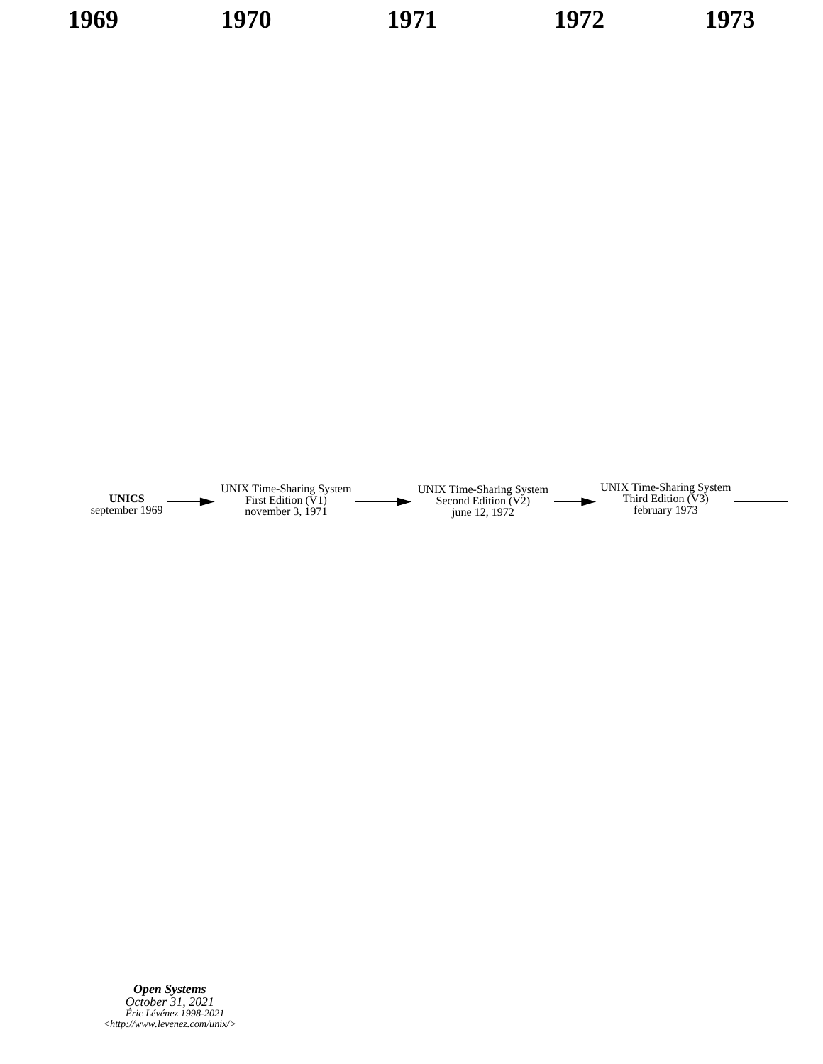1969 | 1970 | 1971 | 1972 | 1973

**UNICS**
september 1969

→

UNIX Time-Sharing System
First Edition (V1)
november 3, 1971

→

UNIX Time-Sharing System
Second Edition (V2)
june 12, 1972

→

UNIX Time-Sharing System
Third Edition (V3)
february 1973

***Open Systems***
*October 31, 2021*
*Éric Lévénez 1998-2021*
*<http://www.levenez.com/unix/>*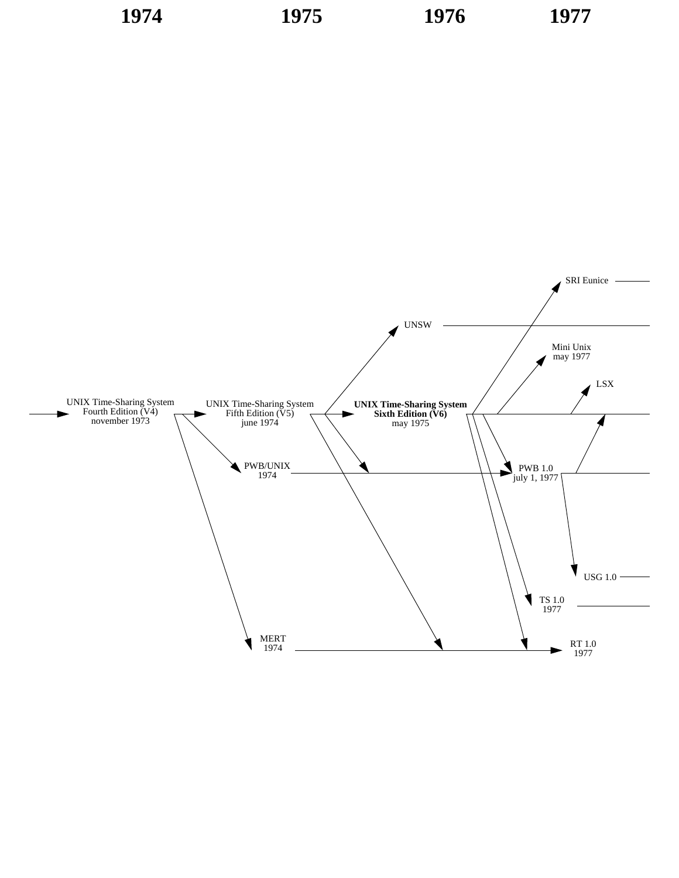1974 1975 1976 1977

UNIX Time-Sharing System
Fourth Edition (V4)
november 1973

UNIX Time-Sharing System
Fifth Edition (V5)
june 1974

**UNIX Time-Sharing System**
**Sixth Edition (V6)**
may 1975

PWB/UNIX
1974

MERT
1974

UNSW

SRI Eunice

Mini Unix
may 1977

LSX

PWB 1.0
july 1, 1977

USG 1.0

TS 1.0
1977

RT 1.0
1977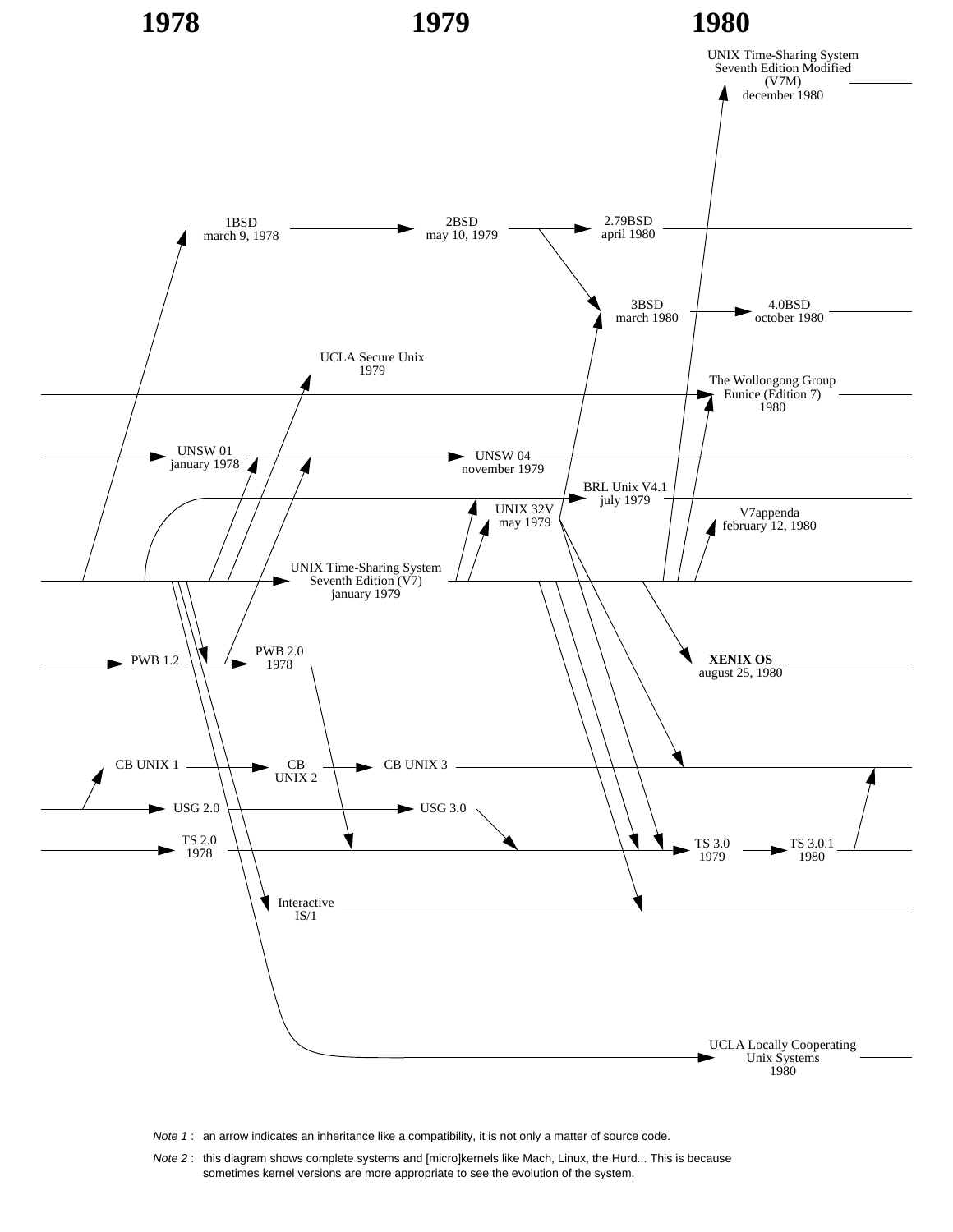**1978** **1979** **1980**

UNIX Time-Sharing System Seventh Edition Modified (V7M) december 1980

1BSD march 9, 1978

2BSD may 10, 1979

2.79BSD april 1980

3BSD march 1980

4.0BSD october 1980

UCLA Secure Unix 1979

The Wollongong Group Eunice (Edition 7) 1980

UNSW 01 january 1978

UNSW 04 november 1979

BRL Unix V4.1 july 1979

UNIX 32V may 1979

V7appenda february 12, 1980

UNIX Time-Sharing System Seventh Edition (V7) january 1979

PWB 1.2

PWB 2.0 1978

**XENIX OS** august 25, 1980

CB UNIX 1

CB UNIX 2

CB UNIX 3

USG 2.0

USG 3.0

TS 2.0 1978

TS 3.0 1979

TS 3.0.1 1980

Interactive IS/1

UCLA Locally Cooperating Unix Systems 1980

*Note 1* : an arrow indicates an inheritance like a compatibility, it is not only a matter of source code.

*Note 2* : this diagram shows complete systems and [micro]kernels like Mach, Linux, the Hurd... This is because sometimes kernel versions are more appropriate to see the evolution of the system.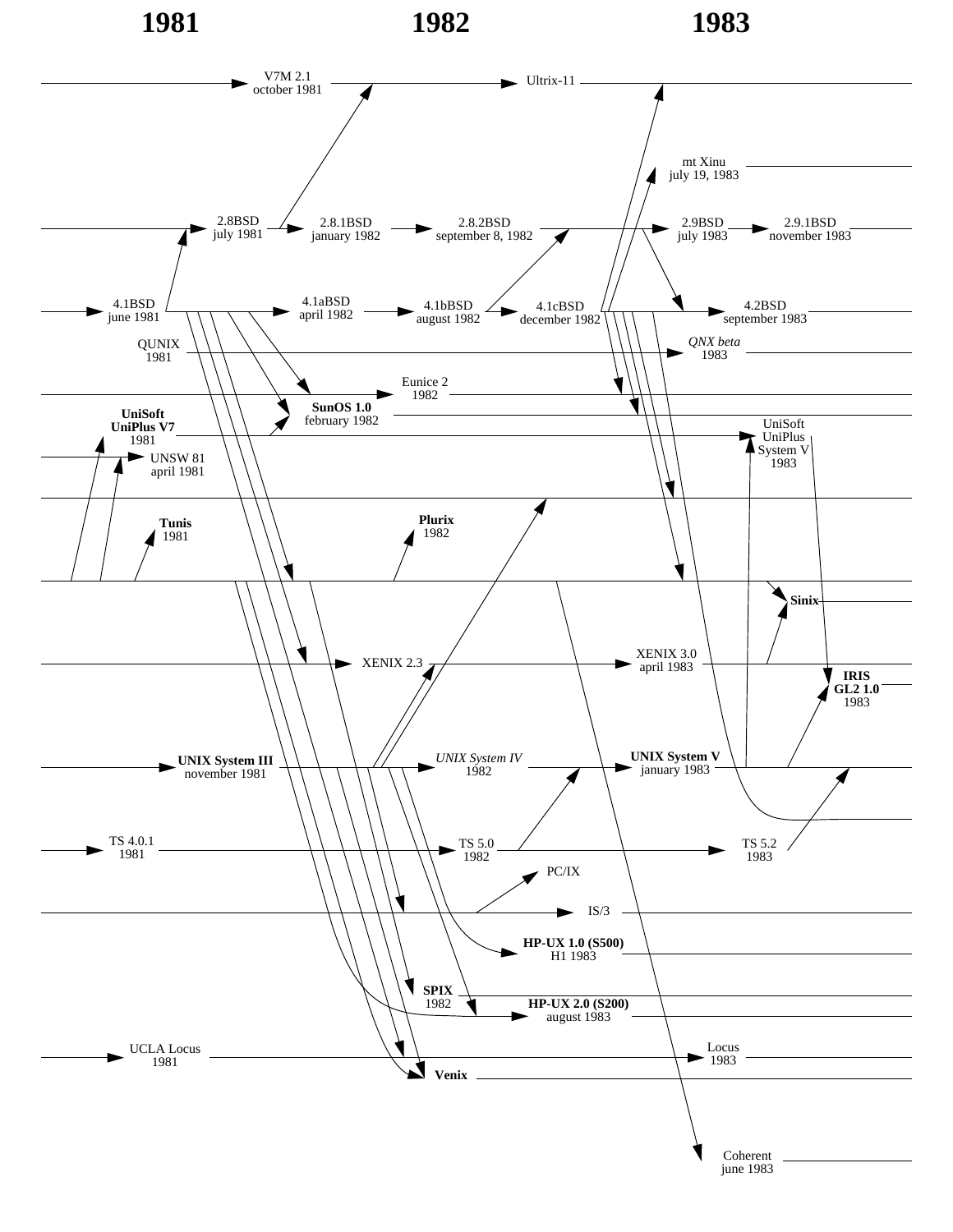1981 1982 1983

V7M 2.1
october 1981

Ultrix-11

mt Xinu
july 19, 1983

2.8BSD
july 1981

2.8.1BSD
january 1982

2.8.2BSD
september 8, 1982

2.9BSD
july 1983

2.9.1BSD
november 1983

4.1BSD
june 1981

4.1aBSD
april 1982

4.1bBSD
august 1982

4.1cBSD
december 1982

4.2BSD
september 1983

QUNIX
1981

*QNX beta*
1983

Eunice 2
1982

**SunOS 1.0**
february 1982

**UniSoft**
**UniPlus V7**
1981

UniSoft
UniPlus
System V
1983

UNSW 81
april 1981

**Tunis**
1981

**Plurix**
1982

**Sinix**

XENIX 2.3

XENIX 3.0
april 1983

**IRIS**
**GL2 1.0**
1983

**UNIX System III**
november 1981

*UNIX System IV*
1982

**UNIX System V**
january 1983

TS 4.0.1
1981

TS 5.0
1982

TS 5.2
1983

PC/IX

IS/3

**HP-UX 1.0 (S500)**
H1 1983

**SPIX**
1982

**HP-UX 2.0 (S200)**
august 1983

UCLA Locus
1981

Locus
1983

**Venix**

Coherent
june 1983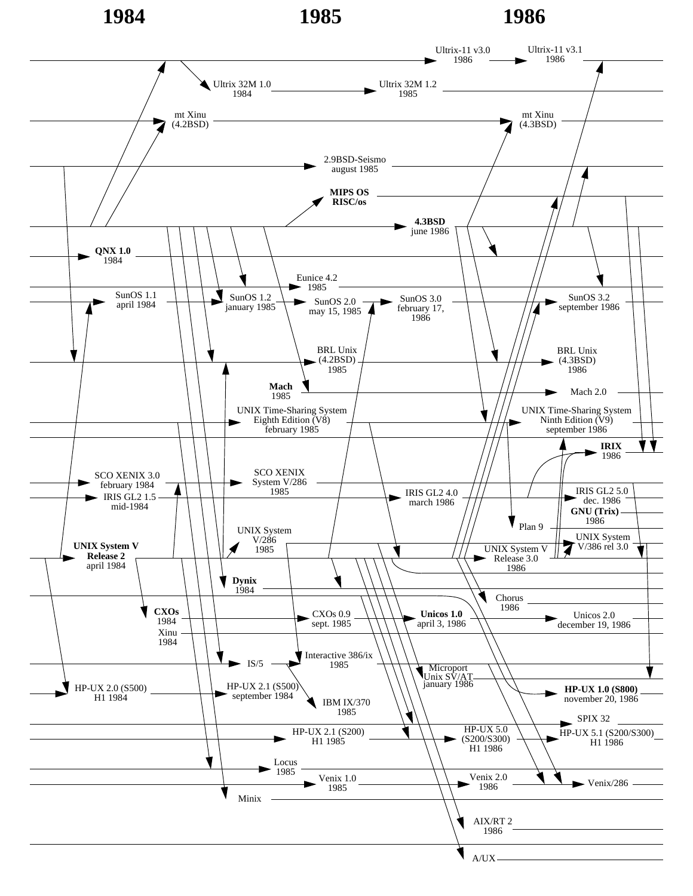**1984** **1985** **1986**

Ultrix-11 v3.0
1986

Ultrix-11 v3.1
1986

Ultrix 32M 1.0
1984

Ultrix 32M 1.2
1985

mt Xinu
(4.2BSD)

mt Xinu
(4.3BSD)

2.9BSD-Seismo
august 1985

**MIPS OS**
**RISC/os**

**4.3BSD**
june 1986

**QNX 1.0**
1984

Eunice 4.2
1985

SunOS 1.1
april 1984

SunOS 1.2
january 1985

SunOS 2.0
may 15, 1985

SunOS 3.0
february 17,
1986

SunOS 3.2
september 1986

BRL Unix
(4.2BSD)
1985

BRL Unix
(4.3BSD)
1986

**Mach**
1985

Mach 2.0

UNIX Time-Sharing System
Eighth Edition (V8)
february 1985

UNIX Time-Sharing System
Ninth Edition (V9)
september 1986

**IRIX**
1986

SCO XENIX 3.0
february 1984

SCO XENIX
System V/286
1985

IRIS GL2 1.5
mid-1984

IRIS GL2 4.0
march 1986

IRIS GL2 5.0
dec. 1986

**GNU (Trix)**
1986

Plan 9

UNIX System
V/286
1985

UNIX System
V/386 rel 3.0

**UNIX System V**
**Release 2**
april 1984

UNIX System V
Release 3.0
1986

**Dynix**
1984

Chorus
1986

**CXOs**
1984

CXOs 0.9
sept. 1985

**Unicos 1.0**
april 3, 1986

Unicos 2.0
december 19, 1986

Xinu
1984

IS/5

Interactive 386/ix
1985

Microport
Unix SV/AT
january 1986

HP-UX 2.0 (S500)
H1 1984

HP-UX 2.1 (S500)
september 1984

IBM IX/370
1985

**HP-UX 1.0 (S800)**
november 20, 1986

SPIX 32

HP-UX 2.1 (S200)
H1 1985

HP-UX 5.0
(S200/S300)
H1 1986

HP-UX 5.1 (S200/S300)
H1 1986

Locus
1985

Venix 1.0
1985

Venix 2.0
1986

Venix/286

Minix

AIX/RT 2
1986

A/UX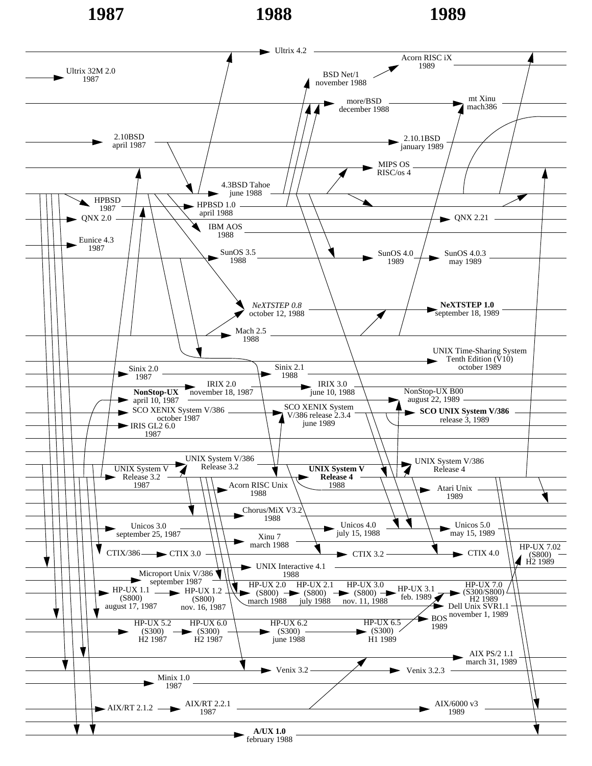**1987** **1988** **1989**

Ultrix 4.2

Acorn RISC iX
1989

Ultrix 32M 2.0
1987

BSD Net/1
november 1988

more/BSD
december 1988

mt Xinu
mach386

2.10BSD
april 1987

2.10.1BSD
january 1989

MIPS OS
RISC/os 4

4.3BSD Tahoe
june 1988

HPBSD
1987

HPBSD 1.0
april 1988

QNX 2.0

QNX 2.21

IBM AOS
1988

Eunice 4.3
1987

SunOS 3.5
1988

SunOS 4.0
1989

SunOS 4.0.3
may 1989

*NeXTSTEP 0.8*
october 12, 1988

**NeXTSTEP 1.0**
september 18, 1989

Mach 2.5
1988

UNIX Time-Sharing System
Tenth Edition (V10)
october 1989

Sinix 2.0
1987

Sinix 2.1
1988

IRIX 2.0
november 18, 1987

IRIX 3.0
june 10, 1988

**NonStop-UX**
april 10, 1987

NonStop-UX B00
august 22, 1989

SCO XENIX System V/386
october 1987

SCO XENIX System
V/386 release 2.3.4
june 1989

**SCO UNIX System V/386**
release 3, 1989

IRIS GL2 6.0
1987

UNIX System V/386
Release 3.2

UNIX System V/386
Release 4

UNIX System V
Release 3.2
1987

**UNIX System V**
**Release 4**
1988

Acorn RISC Unix
1988

Atari Unix
1989

Chorus/MiX V3.2
1988

Unicos 3.0
september 25, 1987

Unicos 4.0
july 15, 1988

Unicos 5.0
may 15, 1989

Xinu 7
march 1988

CTIX/386

CTIX 3.0

CTIX 3.2

CTIX 4.0

HP-UX 7.02
(S800)
H2 1989

UNIX Interactive 4.1
1988

Microport Unix V/386
september 1987

HP-UX 1.1
(S800)
august 17, 1987

HP-UX 1.2
(S800)
nov. 16, 1987

HP-UX 2.0
(S800)
march 1988

HP-UX 2.1
(S800)
july 1988

HP-UX 3.0
(S800)
nov. 11, 1988

HP-UX 3.1
feb. 1989

HP-UX 7.0
(S300/S800)
H2 1989

Dell Unix SVR1.1
november 1, 1989

BOS
1989

HP-UX 5.2
(S300)
H2 1987

HP-UX 6.0
(S300)
H2 1987

HP-UX 6.2
(S300)
june 1988

HP-UX 6.5
(S300)
H1 1989

AIX PS/2 1.1
march 31, 1989

Venix 3.2

Venix 3.2.3

Minix 1.0
1987

AIX/RT 2.1.2

AIX/RT 2.2.1
1987

AIX/6000 v3
1989

**A/UX 1.0**
february 1988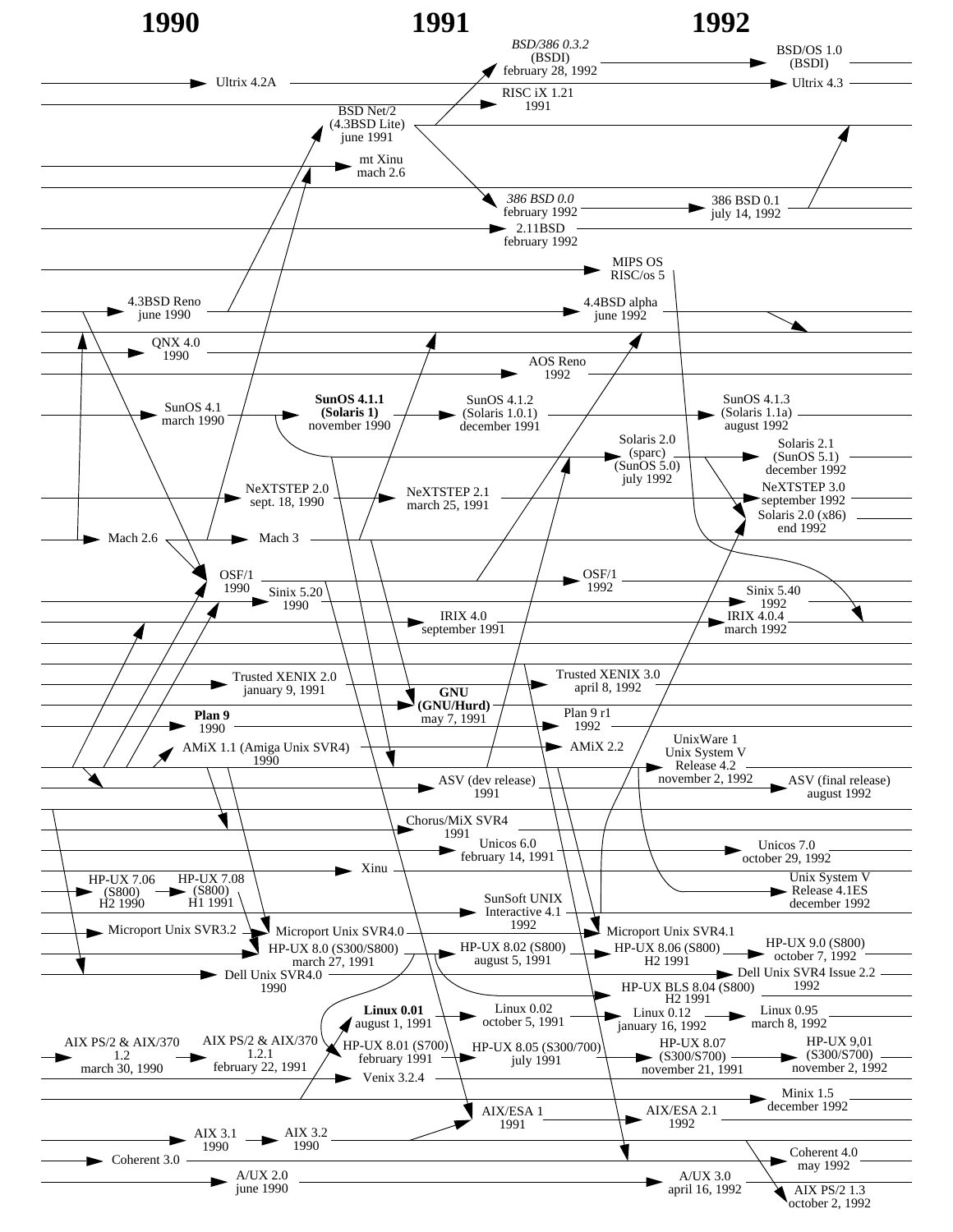**1990** **1991** **1992**

*BSD/386 0.3.2* (BSDI) february 28, 1992 → BSD/OS 1.0 (BSDI)

Ultrix 4.2A → Ultrix 4.3

RISC iX 1.21 1991

BSD Net/2 (4.3BSD Lite) june 1991

mt Xinu mach 2.6

*386 BSD 0.0* february 1992 → 386 BSD 0.1 july 14, 1992

2.11BSD february 1992

MIPS OS RISC/os 5

4.3BSD Reno june 1990 → 4.4BSD alpha june 1992

QNX 4.0 1990

AOS Reno 1992

SunOS 4.1 march 1990 → **SunOS 4.1.1 (Solaris 1)** november 1990 → SunOS 4.1.2 (Solaris 1.0.1) december 1991 → SunOS 4.1.3 (Solaris 1.1a) august 1992

Solaris 2.0 (sparc) (SunOS 5.0) july 1992 → Solaris 2.1 (SunOS 5.1) december 1992

NeXTSTEP 2.0 sept. 18, 1990 → NeXTSTEP 2.1 march 25, 1991 → NeXTSTEP 3.0 september 1992

Solaris 2.0 (x86) end 1992

Mach 2.6 → Mach 3

OSF/1 1990 → OSF/1 1992

Sinix 5.20 1990 → Sinix 5.40 1992

IRIX 4.0 september 1991 → IRIX 4.0.4 march 1992

Trusted XENIX 2.0 january 9, 1991 → Trusted XENIX 3.0 april 8, 1992

**GNU (GNU/Hurd)** may 7, 1991

**Plan 9** 1990 → Plan 9 r1 1992

AMiX 1.1 (Amiga Unix SVR4) 1990 → AMiX 2.2

UnixWare 1 Unix System V Release 4.2 november 2, 1992

ASV (dev release) 1991 → ASV (final release) august 1992

Chorus/MiX SVR4 1991

Unicos 6.0 february 14, 1991 → Unicos 7.0 october 29, 1992

Xinu

Unix System V Release 4.1ES december 1992

HP-UX 7.06 (S800) H2 1990 → HP-UX 7.08 (S800) H1 1991

SunSoft UNIX Interactive 4.1 1992

Microport Unix SVR3.2 → Microport Unix SVR4.0 → Microport Unix SVR4.1

HP-UX 8.0 (S300/S800) march 27, 1991 → HP-UX 8.02 (S800) august 5, 1991 → HP-UX 8.06 (S800) H2 1991 → HP-UX 9.0 (S800) october 7, 1992

Dell Unix SVR4.0 1990 → Dell Unix SVR4 Issue 2.2 1992

HP-UX BLS 8.04 (S800) H2 1991

**Linux 0.01** august 1, 1991 → Linux 0.02 october 5, 1991 → Linux 0.12 january 16, 1992 → Linux 0.95 march 8, 1992

AIX PS/2 & AIX/370 1.2 march 30, 1990 → AIX PS/2 & AIX/370 1.2.1 february 22, 1991

HP-UX 8.01 (S700) february 1991 → HP-UX 8.05 (S300/700) july 1991 → HP-UX 8.07 (S300/S700) november 21, 1991 → HP-UX 9,01 (S300/S700) november 2, 1992

Venix 3.2.4

Minix 1.5 december 1992

AIX/ESA 1 1991 → AIX/ESA 2.1 1992

AIX 3.1 1990 → AIX 3.2 1990

Coherent 3.0 → Coherent 4.0 may 1992

A/UX 2.0 june 1990 → A/UX 3.0 april 16, 1992

AIX PS/2 1.3 october 2, 1992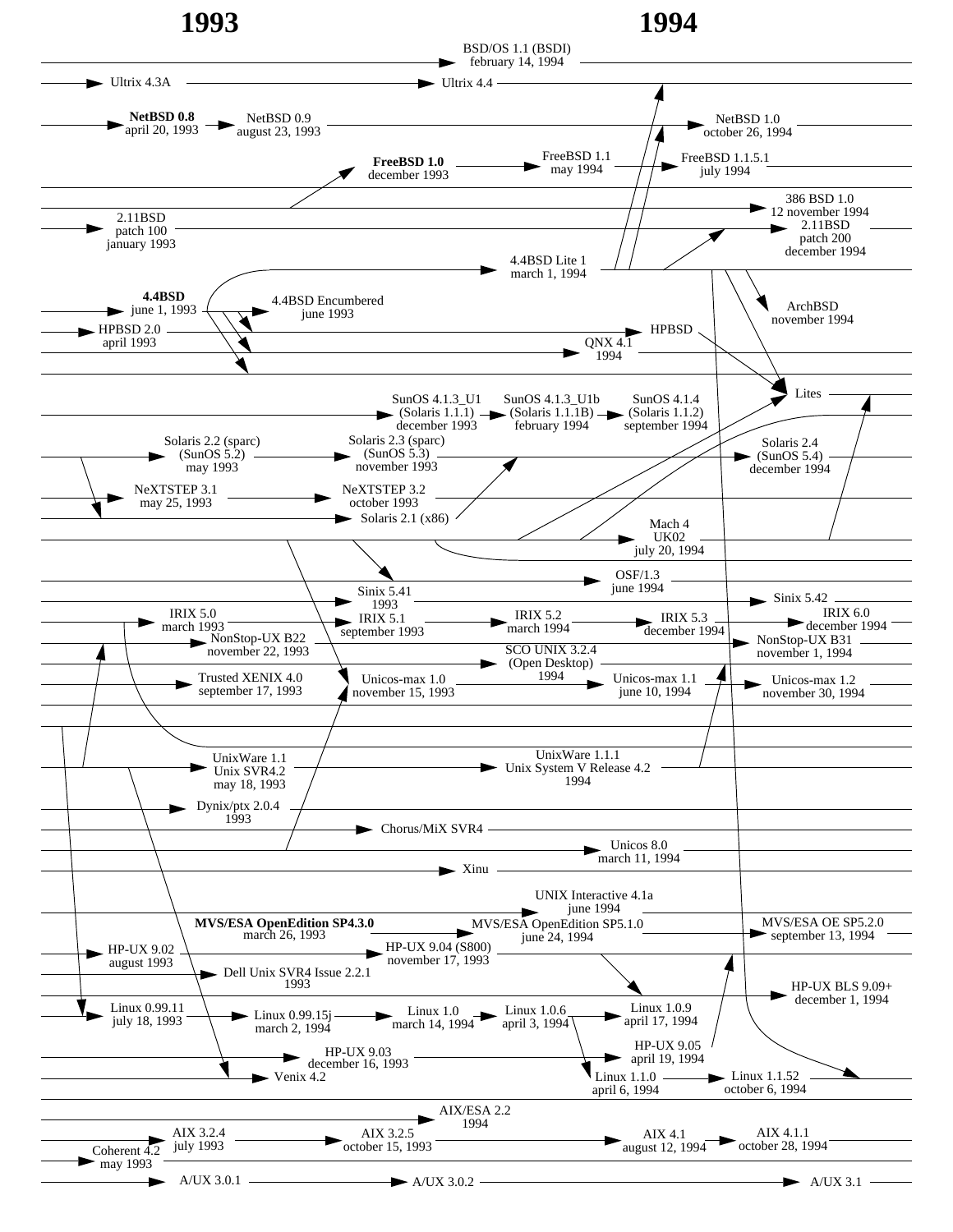# 1993 1994

BSD/OS 1.1 (BSDI)
february 14, 1994

Ultrix 4.3A → Ultrix 4.4

**NetBSD 0.8**
april 20, 1993 → NetBSD 0.9
august 23, 1993 → NetBSD 1.0
october 26, 1994

**FreeBSD 1.0**
december 1993 → FreeBSD 1.1
may 1994 → FreeBSD 1.1.5.1
july 1994

386 BSD 1.0
12 november 1994

2.11BSD
patch 100
january 1993 → 2.11BSD
patch 200
december 1994

4.4BSD Lite 1
march 1, 1994

**4.4BSD**
june 1, 1993 → 4.4BSD Encumbered
june 1993

ArchBSD
november 1994

HPBSD 2.0
april 1993 → HPBSD

QNX 4.1
1994

Lites

SunOS 4.1.3_U1
(Solaris 1.1.1)
december 1993 → SunOS 4.1.3_U1b
(Solaris 1.1.1B)
february 1994 → SunOS 4.1.4
(Solaris 1.1.2)
september 1994

Solaris 2.2 (sparc)
(SunOS 5.2)
may 1993 → Solaris 2.3 (sparc)
(SunOS 5.3)
november 1993 → Solaris 2.4
(SunOS 5.4)
december 1994

NeXTSTEP 3.1
may 25, 1993 → NeXTSTEP 3.2
october 1993

Solaris 2.1 (x86)

Mach 4
UK02
july 20, 1994

OSF/1.3
june 1994

Sinix 5.41
1993 → Sinix 5.42

IRIX 5.0
march 1993 → IRIX 5.1
september 1993 → IRIX 5.2
march 1994 → IRIX 5.3
december 1994 → IRIX 6.0
december 1994

NonStop-UX B22
november 22, 1993 → NonStop-UX B31
november 1, 1994

SCO UNIX 3.2.4
(Open Desktop)
1994

Trusted XENIX 4.0
september 17, 1993

Unicos-max 1.0
november 15, 1993 → Unicos-max 1.1
june 10, 1994 → Unicos-max 1.2
november 30, 1994

UnixWare 1.1
Unix SVR4.2
may 18, 1993 → UnixWare 1.1.1
Unix System V Release 4.2
1994

Dynix/ptx 2.0.4
1993

Chorus/MiX SVR4

Unicos 8.0
march 11, 1994

Xinu

UNIX Interactive 4.1a
june 1994

**MVS/ESA OpenEdition SP4.3.0**
march 26, 1993 → MVS/ESA OpenEdition SP5.1.0
june 24, 1994 → MVS/ESA OE SP5.2.0
september 13, 1994

HP-UX 9.02
august 1993 → HP-UX 9.04 (S800)
november 17, 1993

Dell Unix SVR4 Issue 2.2.1
1993

HP-UX BLS 9.09+
december 1, 1994

Linux 0.99.11
july 18, 1993 → Linux 0.99.15j
march 2, 1994 → Linux 1.0
march 14, 1994 → Linux 1.0.6
april 3, 1994 → Linux 1.0.9
april 17, 1994

HP-UX 9.03
december 16, 1993 → HP-UX 9.05
april 19, 1994

Linux 1.1.0
april 6, 1994 → Linux 1.1.52
october 6, 1994

Venix 4.2

AIX/ESA 2.2
1994

AIX 3.2.4
july 1993 → AIX 3.2.5
october 15, 1993 → AIX 4.1
august 12, 1994 → AIX 4.1.1
october 28, 1994

Coherent 4.2
may 1993

A/UX 3.0.1 → A/UX 3.0.2 → A/UX 3.1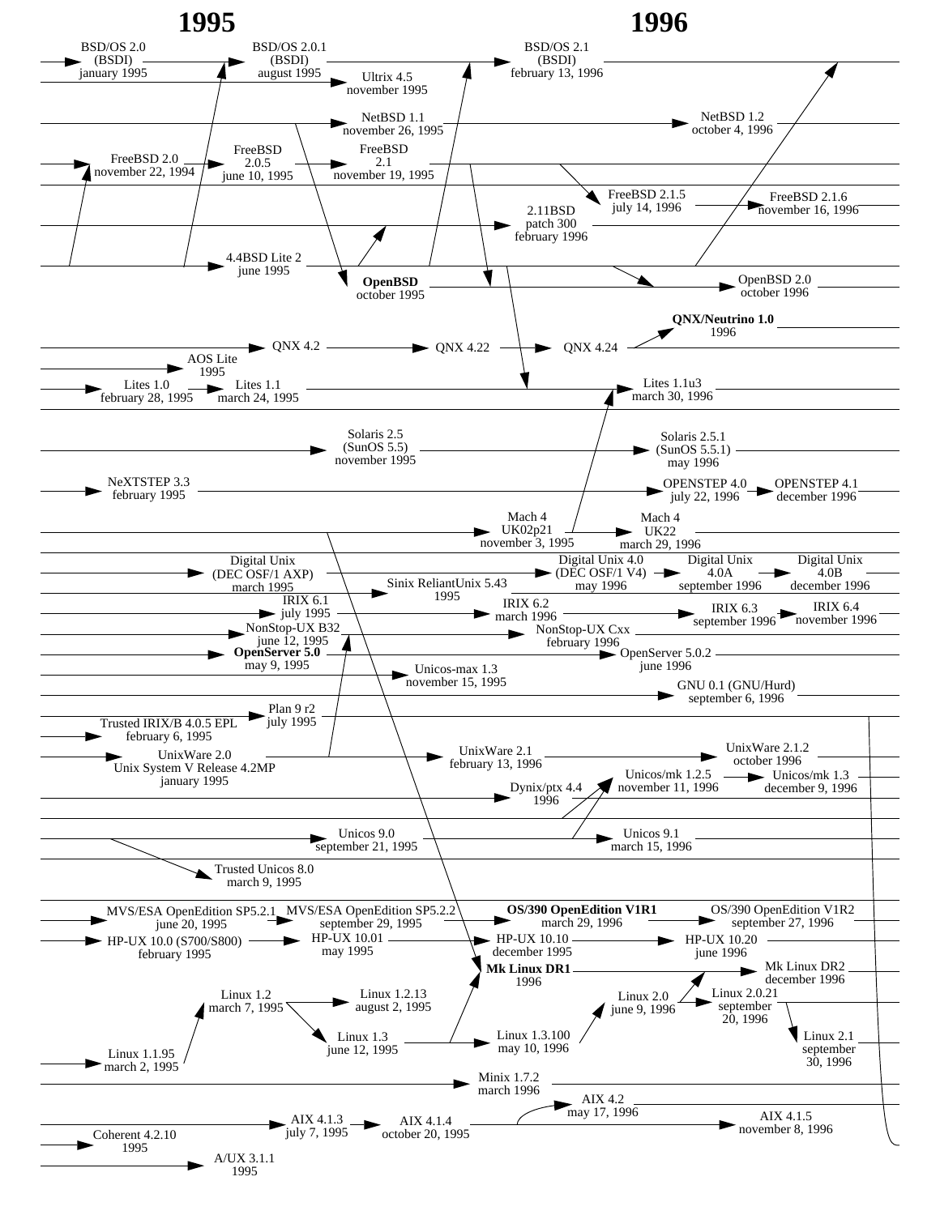# 1995

# 1996

BSD/OS 2.0 (BSDI) january 1995

BSD/OS 2.0.1 (BSDI) august 1995

BSD/OS 2.1 (BSDI) february 13, 1996

Ultrix 4.5 november 1995

NetBSD 1.1 november 26, 1995

NetBSD 1.2 october 4, 1996

FreeBSD 2.0 november 22, 1994

FreeBSD 2.0.5 june 10, 1995

FreeBSD 2.1 november 19, 1995

FreeBSD 2.1.5 july 14, 1996

FreeBSD 2.1.6 november 16, 1996

2.11BSD patch 300 february 1996

4.4BSD Lite 2 june 1995

**OpenBSD** october 1995

OpenBSD 2.0 october 1996

**QNX/Neutrino 1.0** 1996

QNX 4.2

QNX 4.22

QNX 4.24

AOS Lite 1995

Lites 1.0 february 28, 1995

Lites 1.1 march 24, 1995

Lites 1.1u3 march 30, 1996

Solaris 2.5 (SunOS 5.5) november 1995

Solaris 2.5.1 (SunOS 5.5.1) may 1996

NeXTSTEP 3.3 february 1995

OPENSTEP 4.0 july 22, 1996

OPENSTEP 4.1 december 1996

Mach 4 UK02p21 november 3, 1995

Mach 4 UK22 march 29, 1996

Digital Unix (DEC OSF/1 AXP) march 1995

Digital Unix 4.0 (DEC OSF/1 V4) may 1996

Digital Unix 4.0A september 1996

Digital Unix 4.0B december 1996

Sinix ReliantUnix 5.43 1995

IRIX 6.1 july 1995

IRIX 6.2 march 1996

IRIX 6.3 september 1996

IRIX 6.4 november 1996

NonStop-UX B32 june 12, 1995

NonStop-UX Cxx february 1996

**OpenServer 5.0** may 9, 1995

OpenServer 5.0.2 june 1996

Unicos-max 1.3 november 15, 1995

GNU 0.1 (GNU/Hurd) september 6, 1996

Plan 9 r2 july 1995

Trusted IRIX/B 4.0.5 EPL february 6, 1995

UnixWare 2.0 Unix System V Release 4.2MP january 1995

UnixWare 2.1 february 13, 1996

UnixWare 2.1.2 october 1996

Unicos/mk 1.2.5 november 11, 1996

Unicos/mk 1.3 december 9, 1996

Dynix/ptx 4.4 1996

Unicos 9.0 september 21, 1995

Unicos 9.1 march 15, 1996

Trusted Unicos 8.0 march 9, 1995

MVS/ESA OpenEdition SP5.2.1 june 20, 1995

MVS/ESA OpenEdition SP5.2.2 september 29, 1995

**OS/390 OpenEdition V1R1** march 29, 1996

OS/390 OpenEdition V1R2 september 27, 1996

HP-UX 10.0 (S700/S800) february 1995

HP-UX 10.01 may 1995

HP-UX 10.10 december 1995

HP-UX 10.20 june 1996

**Mk Linux DR1** 1996

Mk Linux DR2 december 1996

Linux 1.2 march 7, 1995

Linux 1.2.13 august 2, 1995

Linux 2.0 june 9, 1996

Linux 2.0.21 september 20, 1996

Linux 1.3 june 12, 1995

Linux 1.3.100 may 10, 1996

Linux 2.1 september 30, 1996

Linux 1.1.95 march 2, 1995

Minix 1.7.2 march 1996

AIX 4.2 may 17, 1996

AIX 4.1.3 july 7, 1995

AIX 4.1.4 october 20, 1995

AIX 4.1.5 november 8, 1996

Coherent 4.2.10 1995

A/UX 3.1.1 1995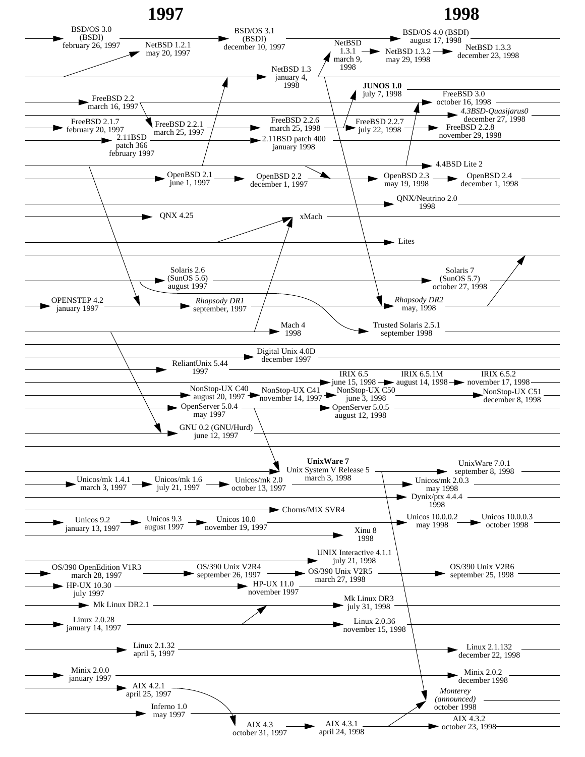# 1997

# 1998

BSD/OS 3.0 (BSDI) february 26, 1997

NetBSD 1.2.1 may 20, 1997

BSD/OS 3.1 (BSDI) december 10, 1997

NetBSD 1.3.1 march 9, 1998

BSD/OS 4.0 (BSDI) august 17, 1998

NetBSD 1.3.2 may 29, 1998

NetBSD 1.3.3 december 23, 1998

NetBSD 1.3 january 4, 1998

**JUNOS 1.0** july 7, 1998

FreeBSD 2.2 march 16, 1997

FreeBSD 3.0 october 16, 1998

*4.3BSD-Quasijarus0* december 27, 1998

FreeBSD 2.1.7 february 20, 1997

FreeBSD 2.2.1 march 25, 1997

FreeBSD 2.2.6 march 25, 1998

FreeBSD 2.2.7 july 22, 1998

FreeBSD 2.2.8 november 29, 1998

2.11BSD patch 366 february 1997

2.11BSD patch 400 january 1998

4.4BSD Lite 2

OpenBSD 2.1 june 1, 1997

OpenBSD 2.2 december 1, 1997

OpenBSD 2.3 may 19, 1998

OpenBSD 2.4 december 1, 1998

QNX/Neutrino 2.0 1998

QNX 4.25

xMach

Lites

Solaris 2.6 (SunOS 5.6) august 1997

Solaris 7 (SunOS 5.7) october 27, 1998

OPENSTEP 4.2 january 1997

*Rhapsody DR1* september, 1997

*Rhapsody DR2* may, 1998

Mach 4 1998

Trusted Solaris 2.5.1 september 1998

Digital Unix 4.0D december 1997

ReliantUnix 5.44 1997

IRIX 6.5 june 15, 1998

IRIX 6.5.1M august 14, 1998

IRIX 6.5.2 november 17, 1998

NonStop-UX C40 august 20, 1997

NonStop-UX C41 november 14, 1997

NonStop-UX C50 june 3, 1998

NonStop-UX C51 december 8, 1998

OpenServer 5.0.4 may 1997

OpenServer 5.0.5 august 12, 1998

GNU 0.2 (GNU/Hurd) june 12, 1997

**UnixWare 7** Unix System V Release 5 march 3, 1998

UnixWare 7.0.1 september 8, 1998

Unicos/mk 1.4.1 march 3, 1997

Unicos/mk 1.6 july 21, 1997

Unicos/mk 2.0 october 13, 1997

Unicos/mk 2.0.3 may 1998

Dynix/ptx 4.4.4 1998

Chorus/MiX SVR4

Unicos 9.2 january 13, 1997

Unicos 9.3 august 1997

Unicos 10.0 november 19, 1997

Unicos 10.0.0.2 may 1998

Unicos 10.0.0.3 october 1998

Xinu 8 1998

UNIX Interactive 4.1.1 july 21, 1998

OS/390 OpenEdition V1R3 march 28, 1997

OS/390 Unix V2R4 september 26, 1997

OS/390 Unix V2R5 march 27, 1998

OS/390 Unix V2R6 september 25, 1998

HP-UX 10.30 july 1997

HP-UX 11.0 november 1997

Mk Linux DR2.1

Mk Linux DR3 july 31, 1998

Linux 2.0.28 january 14, 1997

Linux 2.0.36 november 15, 1998

Linux 2.1.32 april 5, 1997

Linux 2.1.132 december 22, 1998

Minix 2.0.0 january 1997

Minix 2.0.2 december 1998

AIX 4.2.1 april 25, 1997

*Monterey (announced)* october 1998

Inferno 1.0 may 1997

AIX 4.3 october 31, 1997

AIX 4.3.1 april 24, 1998

AIX 4.3.2 october 23, 1998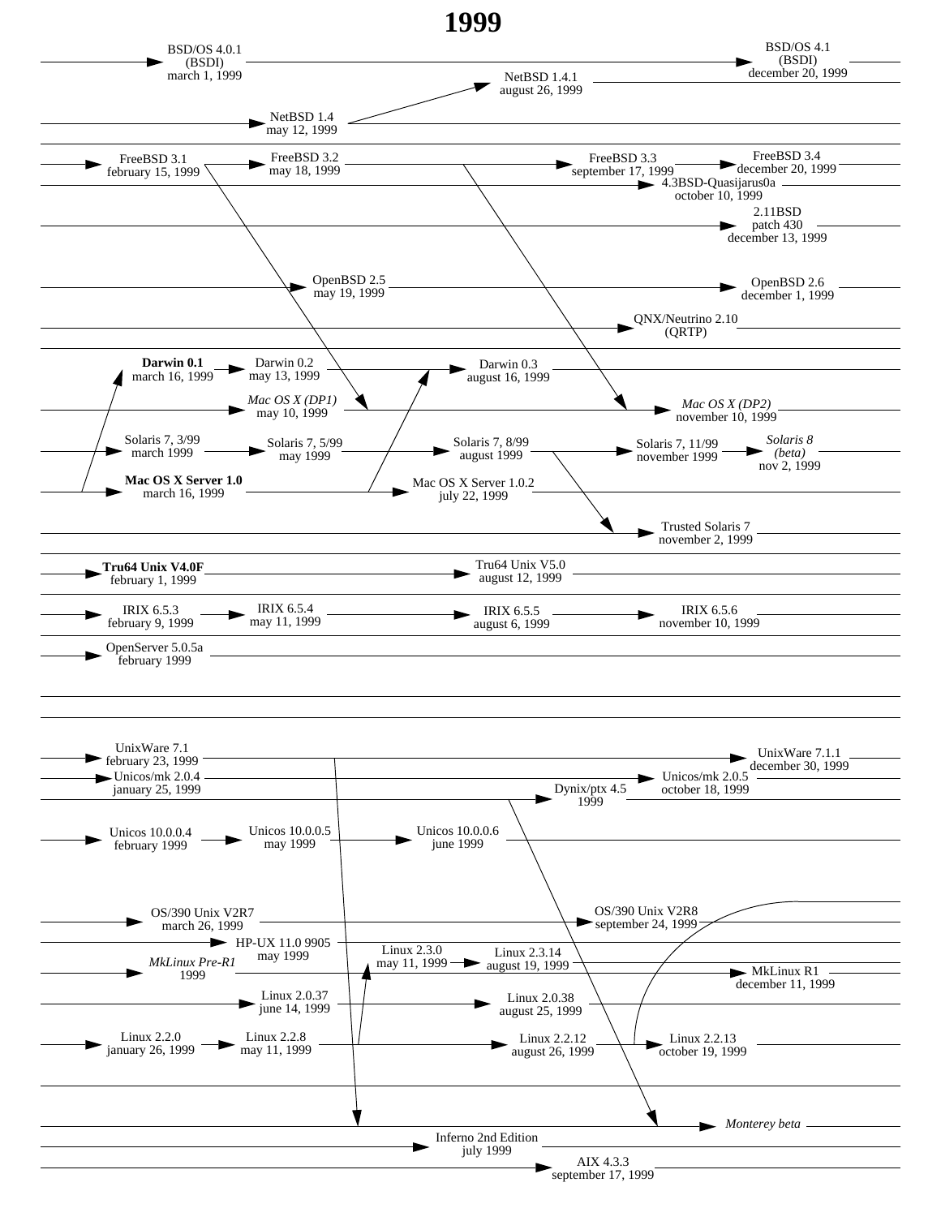# 1999

BSD/OS 4.0.1
(BSDI)
march 1, 1999

BSD/OS 4.1
(BSDI)
december 20, 1999

NetBSD 1.4.1
august 26, 1999

NetBSD 1.4
may 12, 1999

FreeBSD 3.1
february 15, 1999

FreeBSD 3.2
may 18, 1999

FreeBSD 3.3
september 17, 1999

FreeBSD 3.4
december 20, 1999

4.3BSD-Quasijarus0a
october 10, 1999

2.11BSD
patch 430
december 13, 1999

OpenBSD 2.5
may 19, 1999

OpenBSD 2.6
december 1, 1999

QNX/Neutrino 2.10
(QRTP)

**Darwin 0.1**
march 16, 1999

Darwin 0.2
may 13, 1999

Darwin 0.3
august 16, 1999

*Mac OS X (DP1)*
may 10, 1999

*Mac OS X (DP2)*
november 10, 1999

Solaris 7, 3/99
march 1999

Solaris 7, 5/99
may 1999

Solaris 7, 8/99
august 1999

Solaris 7, 11/99
november 1999

*Solaris 8*
*(beta)*
nov 2, 1999

**Mac OS X Server 1.0**
march 16, 1999

Mac OS X Server 1.0.2
july 22, 1999

Trusted Solaris 7
november 2, 1999

**Tru64 Unix V4.0F**
february 1, 1999

Tru64 Unix V5.0
august 12, 1999

IRIX 6.5.3
february 9, 1999

IRIX 6.5.4
may 11, 1999

IRIX 6.5.5
august 6, 1999

IRIX 6.5.6
november 10, 1999

OpenServer 5.0.5a
february 1999

UnixWare 7.1
february 23, 1999

UnixWare 7.1.1
december 30, 1999

Unicos/mk 2.0.4
january 25, 1999

Unicos/mk 2.0.5
october 18, 1999

Dynix/ptx 4.5
1999

Unicos 10.0.0.4
february 1999

Unicos 10.0.0.5
may 1999

Unicos 10.0.0.6
june 1999

OS/390 Unix V2R7
march 26, 1999

OS/390 Unix V2R8
september 24, 1999

HP-UX 11.0 9905
may 1999

*MkLinux Pre-R1*
1999

Linux 2.3.0
may 11, 1999

Linux 2.3.14
august 19, 1999

MkLinux R1
december 11, 1999

Linux 2.0.37
june 14, 1999

Linux 2.0.38
august 25, 1999

Linux 2.2.0
january 26, 1999

Linux 2.2.8
may 11, 1999

Linux 2.2.12
august 26, 1999

Linux 2.2.13
october 19, 1999

*Monterey beta*

Inferno 2nd Edition
july 1999

AIX 4.3.3
september 17, 1999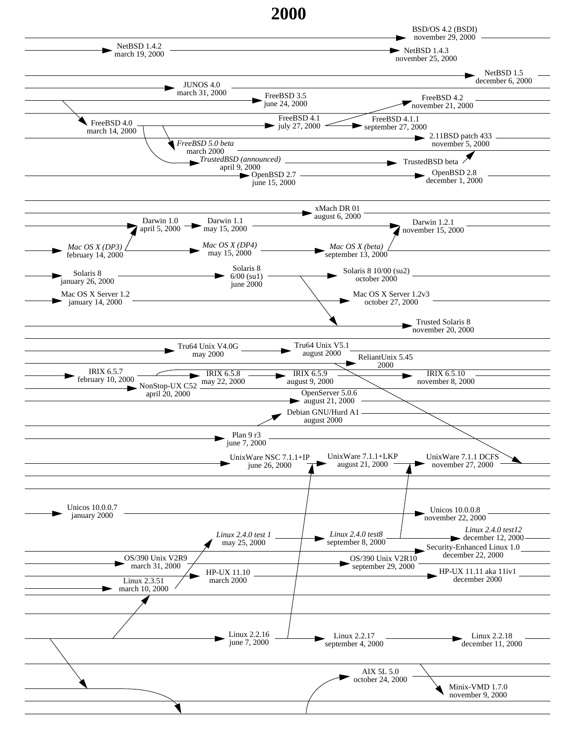# 2000

BSD/OS 4.2 (BSDI)
november 29, 2000

NetBSD 1.4.2
march 19, 2000

NetBSD 1.4.3
november 25, 2000

NetBSD 1.5
december 6, 2000

JUNOS 4.0
march 31, 2000

FreeBSD 3.5
june 24, 2000

FreeBSD 4.2
november 21, 2000

FreeBSD 4.0
march 14, 2000

FreeBSD 4.1
july 27, 2000

FreeBSD 4.1.1
september 27, 2000

2.11BSD patch 433
november 5, 2000

*FreeBSD 5.0 beta*
march 2000

*TrustedBSD (announced)*
april 9, 2000

TrustedBSD beta

OpenBSD 2.7
june 15, 2000

OpenBSD 2.8
december 1, 2000

xMach DR 01
august 6, 2000

Darwin 1.0
april 5, 2000

Darwin 1.1
may 15, 2000

Darwin 1.2.1
november 15, 2000

*Mac OS X (DP3)*
february 14, 2000

*Mac OS X (DP4)*
may 15, 2000

*Mac OS X (beta)*
september 13, 2000

Solaris 8
january 26, 2000

Solaris 8
6/00 (su1)
june 2000

Solaris 8 10/00 (su2)
october 2000

Mac OS X Server 1.2
january 14, 2000

Mac OS X Server 1.2v3
october 27, 2000

Trusted Solaris 8
november 20, 2000

Tru64 Unix V4.0G
may 2000

Tru64 Unix V5.1
august 2000

ReliantUnix 5.45
2000

IRIX 6.5.7
february 10, 2000

IRIX 6.5.8
may 22, 2000

IRIX 6.5.9
august 9, 2000

IRIX 6.5.10
november 8, 2000

NonStop-UX C52
april 20, 2000

OpenServer 5.0.6
august 21, 2000

Debian GNU/Hurd A1
august 2000

Plan 9 r3
june 7, 2000

UnixWare NSC 7.1.1+IP
june 26, 2000

UnixWare 7.1.1+LKP
august 21, 2000

UnixWare 7.1.1 DCFS
november 27, 2000

Unicos 10.0.0.7
january 2000

Unicos 10.0.0.8
november 22, 2000

*Linux 2.4.0 test 1*
may 25, 2000

*Linux 2.4.0 test8*
september 8, 2000

*Linux 2.4.0 test12*
december 12, 2000

Security-Enhanced Linux 1.0
december 22, 2000

OS/390 Unix V2R9
march 31, 2000

OS/390 Unix V2R10
september 29, 2000

HP-UX 11.10
march 2000

HP-UX 11.11 aka 11iv1
december 2000

Linux 2.3.51
march 10, 2000

Linux 2.2.16
june 7, 2000

Linux 2.2.17
september 4, 2000

Linux 2.2.18
december 11, 2000

AIX 5L 5.0
october 24, 2000

Minix-VMD 1.7.0
november 9, 2000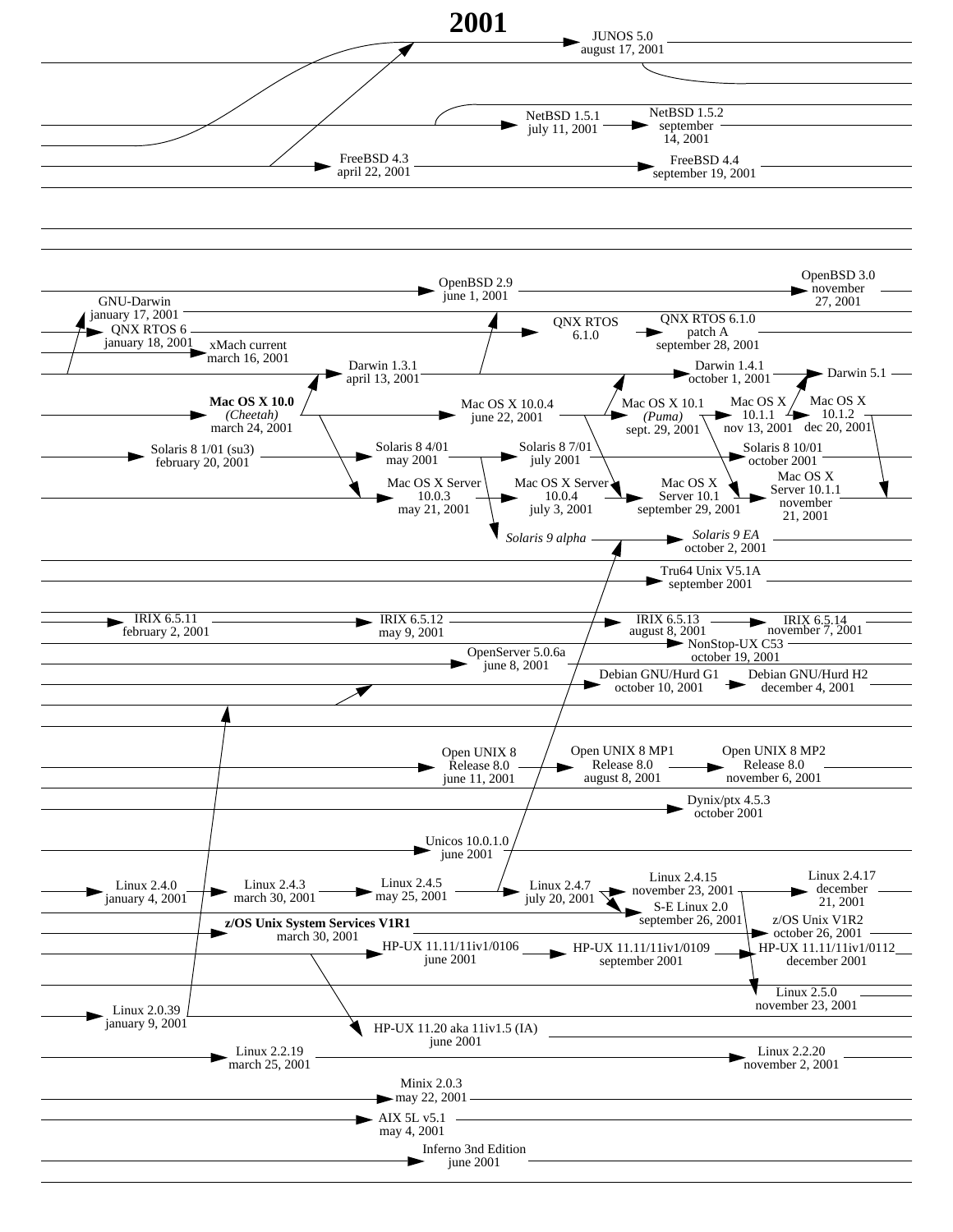# 2001

JUNOS 5.0
august 17, 2001

NetBSD 1.5.1
july 11, 2001

NetBSD 1.5.2
september
14, 2001

FreeBSD 4.3
april 22, 2001

FreeBSD 4.4
september 19, 2001

OpenBSD 2.9
june 1, 2001

OpenBSD 3.0
november
27, 2001

GNU-Darwin
january 17, 2001

QNX RTOS 6
january 18, 2001

QNX RTOS
6.1.0

QNX RTOS 6.1.0
patch A
september 28, 2001

xMach current
march 16, 2001

Darwin 1.3.1
april 13, 2001

Darwin 1.4.1
october 1, 2001

Darwin 5.1

**Mac OS X 10.0**
*(Cheetah)*
march 24, 2001

Mac OS X 10.0.4
june 22, 2001

Mac OS X 10.1
*(Puma)*
sept. 29, 2001

Mac OS X
10.1.1
nov 13, 2001

Mac OS X
10.1.2
dec 20, 2001

Solaris 8 1/01 (su3)
february 20, 2001

Solaris 8 4/01
may 2001

Solaris 8 7/01
july 2001

Solaris 8 10/01
october 2001

Mac OS X Server
10.0.3
may 21, 2001

Mac OS X Server
10.0.4
july 3, 2001

Mac OS X
Server 10.1
september 29, 2001

Mac OS X
Server 10.1.1
november
21, 2001

*Solaris 9 alpha*

*Solaris 9 EA*
october 2, 2001

Tru64 Unix V5.1A
september 2001

IRIX 6.5.11
february 2, 2001

IRIX 6.5.12
may 9, 2001

IRIX 6.5.13
august 8, 2001

IRIX 6.5.14
november 7, 2001

NonStop-UX C53
october 19, 2001

OpenServer 5.0.6a
june 8, 2001

Debian GNU/Hurd G1
october 10, 2001

Debian GNU/Hurd H2
december 4, 2001

Open UNIX 8
Release 8.0
june 11, 2001

Open UNIX 8 MP1
Release 8.0
august 8, 2001

Open UNIX 8 MP2
Release 8.0
november 6, 2001

Dynix/ptx 4.5.3
october 2001

Unicos 10.0.1.0
june 2001

Linux 2.4.0
january 4, 2001

Linux 2.4.3
march 30, 2001

Linux 2.4.5
may 25, 2001

Linux 2.4.7
july 20, 2001

Linux 2.4.15
november 23, 2001

Linux 2.4.17
december
21, 2001

S-E Linux 2.0
september 26, 2001

**z/OS Unix System Services V1R1**
march 30, 2001

z/OS Unix V1R2
october 26, 2001

HP-UX 11.11/11iv1/0106
june 2001

HP-UX 11.11/11iv1/0109
september 2001

HP-UX 11.11/11iv1/0112
december 2001

Linux 2.5.0
november 23, 2001

Linux 2.0.39
january 9, 2001

HP-UX 11.20 aka 11iv1.5 (IA)
june 2001

Linux 2.2.19
march 25, 2001

Linux 2.2.20
november 2, 2001

Minix 2.0.3
may 22, 2001

AIX 5L v5.1
may 4, 2001

Inferno 3nd Edition
june 2001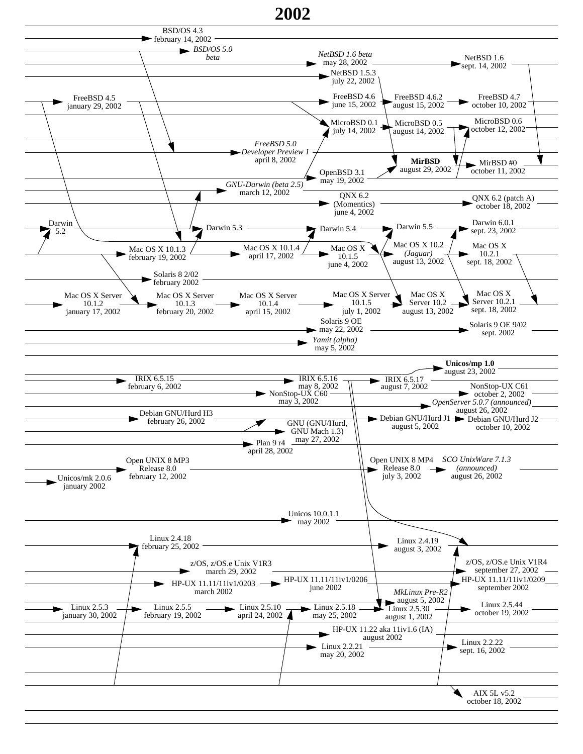# 2002

BSD/OS 4.3
february 14, 2002

*BSD/OS 5.0*
*beta*

*NetBSD 1.6 beta*
may 28, 2002

NetBSD 1.6
sept. 14, 2002

NetBSD 1.5.3
july 22, 2002

FreeBSD 4.5
january 29, 2002

FreeBSD 4.6
june 15, 2002

FreeBSD 4.6.2
august 15, 2002

FreeBSD 4.7
october 10, 2002

MicroBSD 0.1
july 14, 2002

MicroBSD 0.5
august 14, 2002

MicroBSD 0.6
october 12, 2002

*FreeBSD 5.0*
*Developer Preview 1*
april 8, 2002

**MirBSD**
august 29, 2002

MirBSD #0
october 11, 2002

OpenBSD 3.1
may 19, 2002

*GNU-Darwin (beta 2.5)*
march 12, 2002

QNX 6.2
(Momentics)
june 4, 2002

QNX 6.2 (patch A)
october 18, 2002

Darwin
5.2

Darwin 5.3

Darwin 5.4

Darwin 5.5

Darwin 6.0.1
sept. 23, 2002

Mac OS X 10.1.3
february 19, 2002

Mac OS X 10.1.4
april 17, 2002

Mac OS X
10.1.5
june 4, 2002

Mac OS X 10.2
*(Jaguar)*
august 13, 2002

Mac OS X
10.2.1
sept. 18, 2002

Solaris 8 2/02
february 2002

Mac OS X Server
10.1.2
january 17, 2002

Mac OS X Server
10.1.3
february 20, 2002

Mac OS X Server
10.1.4
april 15, 2002

Mac OS X Server
10.1.5
july 1, 2002

Mac OS X
Server 10.2
august 13, 2002

Mac OS X
Server 10.2.1
sept. 18, 2002

Solaris 9 OE
may 22, 2002

Solaris 9 OE 9/02
sept. 2002

*Yamit (alpha)*
may 5, 2002

**Unicos/mp 1.0**
august 23, 2002

IRIX 6.5.15
february 6, 2002

IRIX 6.5.16
may 8, 2002

IRIX 6.5.17
august 7, 2002

NonStop-UX C60
may 3, 2002

NonStop-UX C61
october 2, 2002

*OpenServer 5.0.7 (announced)*
august 26, 2002

Debian GNU/Hurd H3
february 26, 2002

Debian GNU/Hurd J1
august 5, 2002

Debian GNU/Hurd J2
october 10, 2002

GNU (GNU/Hurd,
GNU Mach 1.3)
may 27, 2002

Plan 9 r4
april 28, 2002

Open UNIX 8 MP3
Release 8.0
february 12, 2002

Open UNIX 8 MP4
Release 8.0
july 3, 2002

*SCO UnixWare 7.1.3*
*(announced)*
august 26, 2002

Unicos/mk 2.0.6
january 2002

Unicos 10.0.1.1
may 2002

Linux 2.4.18
february 25, 2002

Linux 2.4.19
august 3, 2002

z/OS, z/OS.e Unix V1R3
march 29, 2002

z/OS, z/OS.e Unix V1R4
september 27, 2002

HP-UX 11.11/11iv1/0203
march 2002

HP-UX 11.11/11iv1/0206
june 2002

HP-UX 11.11/11iv1/0209
september 2002

*MkLinux Pre-R2*
august 5, 2002

Linux 2.5.3
january 30, 2002

Linux 2.5.5
february 19, 2002

Linux 2.5.10
april 24, 2002

Linux 2.5.18
may 25, 2002

Linux 2.5.30
august 1, 2002

Linux 2.5.44
october 19, 2002

HP-UX 11.22 aka 11iv1.6 (IA)
august 2002

Linux 2.2.21
may 20, 2002

Linux 2.2.22
sept. 16, 2002

AIX 5L v5.2
october 18, 2002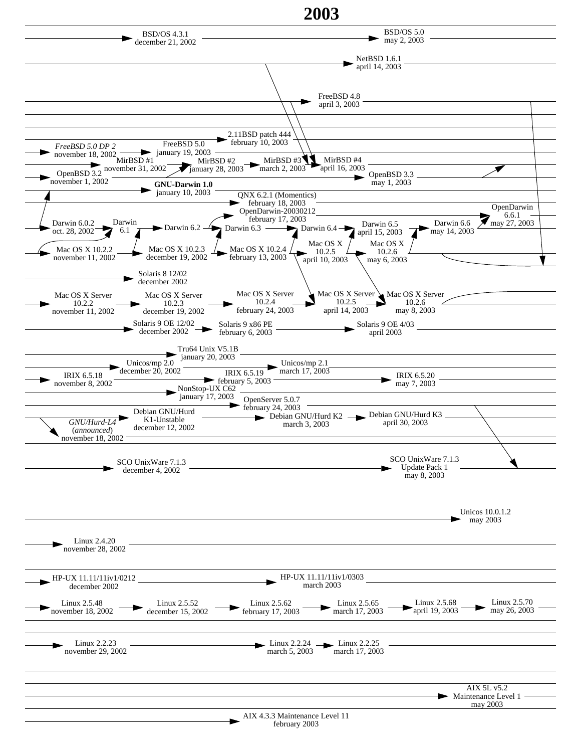# 2003

BSD/OS 4.3.1
december 21, 2002

BSD/OS 5.0
may 2, 2003

NetBSD 1.6.1
april 14, 2003

FreeBSD 4.8
april 3, 2003

2.11BSD patch 444
february 10, 2003

*FreeBSD 5.0 DP 2*
november 18, 2002

FreeBSD 5.0
january 19, 2003

MirBSD #1
november 31, 2002

MirBSD #2
january 28, 2003

MirBSD #3
march 2, 2003

MirBSD #4
april 16, 2003

OpenBSD 3.2
november 1, 2002

OpenBSD 3.3
may 1, 2003

**GNU-Darwin 1.0**
january 10, 2003

QNX 6.2.1 (Momentics)
february 18, 2003

OpenDarwin-20030212
february 17, 2003

OpenDarwin 6.6.1
may 27, 2003

Darwin 6.0.2
oct. 28, 2002

Darwin 6.1

Darwin 6.2

Darwin 6.3

Darwin 6.4

Darwin 6.5
april 15, 2003

Darwin 6.6
may 14, 2003

Mac OS X 10.2.2
november 11, 2002

Mac OS X 10.2.3
december 19, 2002

Mac OS X 10.2.4
february 13, 2003

Mac OS X 10.2.5
april 10, 2003

Mac OS X 10.2.6
may 6, 2003

Solaris 8 12/02
december 2002

Mac OS X Server 10.2.2
november 11, 2002

Mac OS X Server 10.2.3
december 19, 2002

Mac OS X Server 10.2.4
february 24, 2003

Mac OS X Server 10.2.5
april 14, 2003

Mac OS X Server 10.2.6
may 8, 2003

Solaris 9 OE 12/02
december 2002

Solaris 9 x86 PE
february 6, 2003

Solaris 9 OE 4/03
april 2003

Tru64 Unix V5.1B
january 20, 2003

Unicos/mp 2.0
december 20, 2002

Unicos/mp 2.1
march 17, 2003

IRIX 6.5.18
november 8, 2002

IRIX 6.5.19
february 5, 2003

IRIX 6.5.20
may 7, 2003

NonStop-UX C62
january 17, 2003

OpenServer 5.0.7
february 24, 2003

Debian GNU/Hurd K1-Unstable
december 12, 2002

Debian GNU/Hurd K2
march 3, 2003

Debian GNU/Hurd K3
april 30, 2003

*GNU/Hurd-L4*
(*announced*)
november 18, 2002

SCO UnixWare 7.1.3
december 4, 2002

SCO UnixWare 7.1.3 Update Pack 1
may 8, 2003

Unicos 10.0.1.2
may 2003

Linux 2.4.20
november 28, 2002

HP-UX 11.11/11iv1/0212
december 2002

HP-UX 11.11/11iv1/0303
march 2003

Linux 2.5.48
november 18, 2002

Linux 2.5.52
december 15, 2002

Linux 2.5.62
february 17, 2003

Linux 2.5.65
march 17, 2003

Linux 2.5.68
april 19, 2003

Linux 2.5.70
may 26, 2003

Linux 2.2.23
november 29, 2002

Linux 2.2.24
march 5, 2003

Linux 2.2.25
march 17, 2003

AIX 5L v5.2
Maintenance Level 1
may 2003

AIX 4.3.3 Maintenance Level 11
february 2003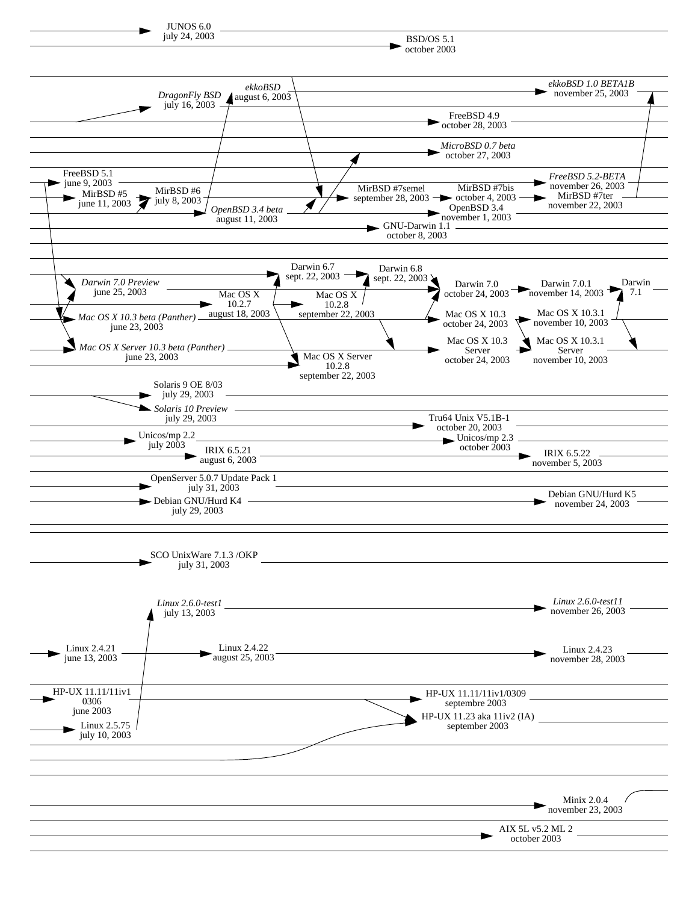JUNOS 6.0
july 24, 2003

BSD/OS 5.1
october 2003

*DragonFly BSD*
july 16, 2003

*ekkoBSD*
august 6, 2003

*ekkoBSD 1.0 BETA1B*
november 25, 2003

FreeBSD 4.9
october 28, 2003

*MicroBSD 0.7 beta*
october 27, 2003

FreeBSD 5.1
june 9, 2003

MirBSD #5
june 11, 2003

MirBSD #6
july 8, 2003

*OpenBSD 3.4 beta*
august 11, 2003

MirBSD #7semel
september 28, 2003

MirBSD #7bis
october 4, 2003

*FreeBSD 5.2-BETA*
november 26, 2003

MirBSD #7ter
november 22, 2003

OpenBSD 3.4
november 1, 2003

GNU-Darwin 1.1
october 8, 2003

Darwin 6.7
sept. 22, 2003

Darwin 6.8
sept. 22, 2003

*Darwin 7.0 Preview*
june 25, 2003

Darwin 7.0
october 24, 2003

Darwin 7.0.1
november 14, 2003

Darwin 7.1

Mac OS X 10.2.7
august 18, 2003

Mac OS X 10.2.8
september 22, 2003

*Mac OS X 10.3 beta (Panther)*
june 23, 2003

Mac OS X 10.3
october 24, 2003

Mac OS X 10.3.1
november 10, 2003

*Mac OS X Server 10.3 beta (Panther)*
june 23, 2003

Mac OS X Server 10.2.8
september 22, 2003

Mac OS X 10.3 Server
october 24, 2003

Mac OS X 10.3.1 Server
november 10, 2003

Solaris 9 OE 8/03
july 29, 2003

*Solaris 10 Preview*
july 29, 2003

Tru64 Unix V5.1B-1
october 20, 2003

Unicos/mp 2.2
july 2003

Unicos/mp 2.3
october 2003

IRIX 6.5.21
august 6, 2003

IRIX 6.5.22
november 5, 2003

OpenServer 5.0.7 Update Pack 1
july 31, 2003

Debian GNU/Hurd K4
july 29, 2003

Debian GNU/Hurd K5
november 24, 2003

SCO UnixWare 7.1.3 /OKP
july 31, 2003

*Linux 2.6.0-test1*
july 13, 2003

*Linux 2.6.0-test11*
november 26, 2003

Linux 2.4.21
june 13, 2003

Linux 2.4.22
august 25, 2003

Linux 2.4.23
november 28, 2003

HP-UX 11.11/11iv1 0306
june 2003

HP-UX 11.11/11iv1/0309
septembre 2003

HP-UX 11.23 aka 11iv2 (IA)
september 2003

Linux 2.5.75
july 10, 2003

Minix 2.0.4
november 23, 2003

AIX 5L v5.2 ML 2
october 2003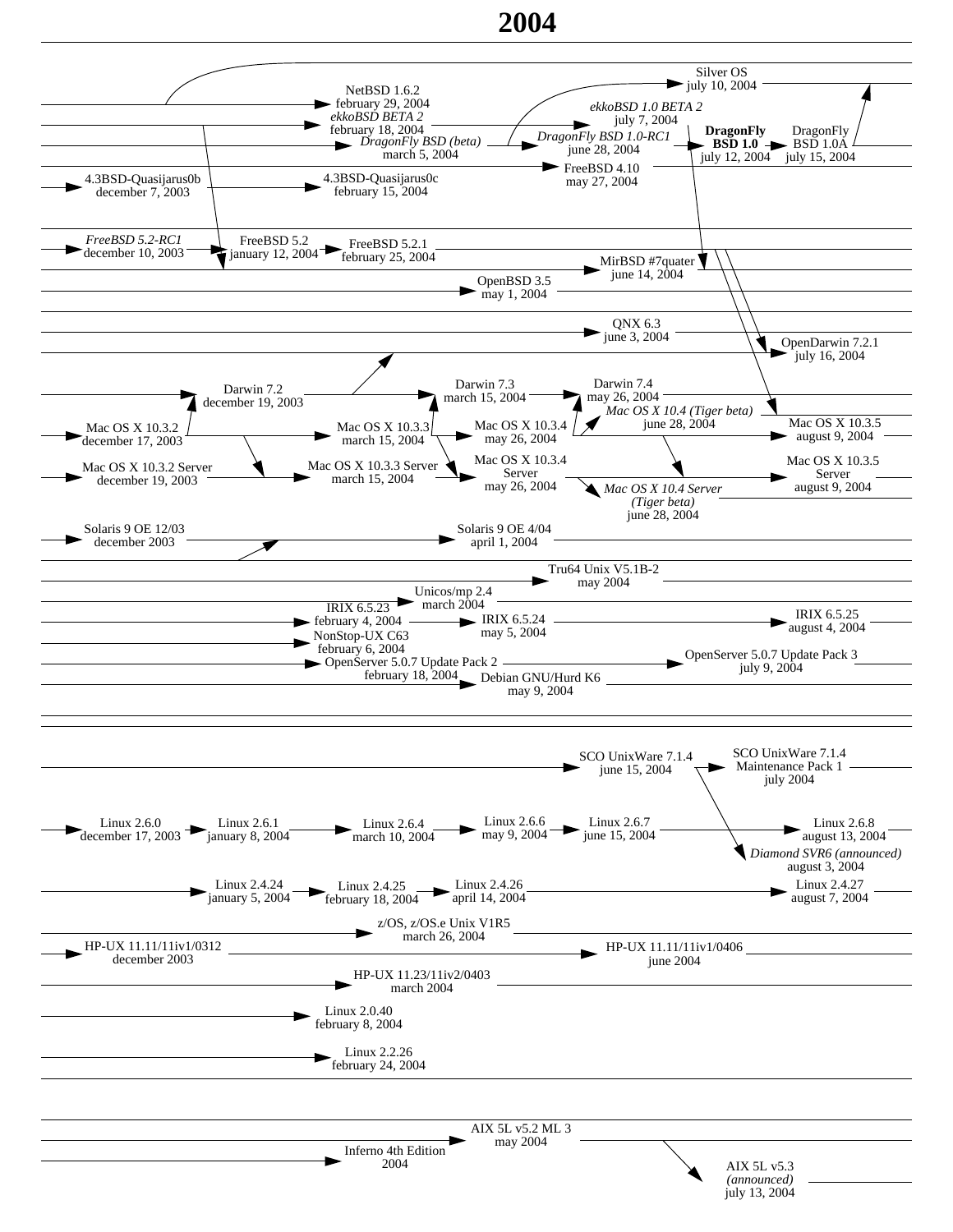# 2004

NetBSD 1.6.2
february 29, 2004

*ekkoBSD BETA 2*
february 18, 2004

*DragonFly BSD (beta)*
march 5, 2004

4.3BSD-Quasijarus0b
december 7, 2003

4.3BSD-Quasijarus0c
february 15, 2004

Silver OS
july 10, 2004

*ekkoBSD 1.0 BETA 2*
july 7, 2004

*DragonFly BSD 1.0-RC1*
june 28, 2004

**DragonFly BSD 1.0**
july 12, 2004

DragonFly BSD 1.0A
july 15, 2004

FreeBSD 4.10
may 27, 2004

*FreeBSD 5.2-RC1*
december 10, 2003

FreeBSD 5.2
january 12, 2004

FreeBSD 5.2.1
february 25, 2004

MirBSD #7quater
june 14, 2004

OpenBSD 3.5
may 1, 2004

QNX 6.3
june 3, 2004

OpenDarwin 7.2.1
july 16, 2004

Darwin 7.2
december 19, 2003

Darwin 7.3
march 15, 2004

Darwin 7.4
may 26, 2004

*Mac OS X 10.4 (Tiger beta)*
june 28, 2004

Mac OS X 10.3.2
december 17, 2003

Mac OS X 10.3.3
march 15, 2004

Mac OS X 10.3.4
may 26, 2004

Mac OS X 10.3.5
august 9, 2004

Mac OS X 10.3.2 Server
december 19, 2003

Mac OS X 10.3.3 Server
march 15, 2004

Mac OS X 10.3.4 Server
may 26, 2004

*Mac OS X 10.4 Server (Tiger beta)*
june 28, 2004

Mac OS X 10.3.5 Server
august 9, 2004

Solaris 9 OE 12/03
december 2003

Solaris 9 OE 4/04
april 1, 2004

Tru64 Unix V5.1B-2
may 2004

Unicos/mp 2.4
march 2004

IRIX 6.5.23
february 4, 2004

IRIX 6.5.24
may 5, 2004

IRIX 6.5.25
august 4, 2004

NonStop-UX C63
february 6, 2004

OpenServer 5.0.7 Update Pack 2
february 18, 2004

OpenServer 5.0.7 Update Pack 3
july 9, 2004

Debian GNU/Hurd K6
may 9, 2004

SCO UnixWare 7.1.4
june 15, 2004

SCO UnixWare 7.1.4 Maintenance Pack 1
july 2004

Linux 2.6.0
december 17, 2003

Linux 2.6.1
january 8, 2004

Linux 2.6.4
march 10, 2004

Linux 2.6.6
may 9, 2004

Linux 2.6.7
june 15, 2004

Linux 2.6.8
august 13, 2004

*Diamond SVR6 (announced)*
august 3, 2004

Linux 2.4.24
january 5, 2004

Linux 2.4.25
february 18, 2004

Linux 2.4.26
april 14, 2004

Linux 2.4.27
august 7, 2004

z/OS, z/OS.e Unix V1R5
march 26, 2004

HP-UX 11.11/11iv1/0312
december 2003

HP-UX 11.11/11iv1/0406
june 2004

HP-UX 11.23/11iv2/0403
march 2004

Linux 2.0.40
february 8, 2004

Linux 2.2.26
february 24, 2004

AIX 5L v5.2 ML 3
may 2004

Inferno 4th Edition
2004

AIX 5L v5.3
*(announced)*
july 13, 2004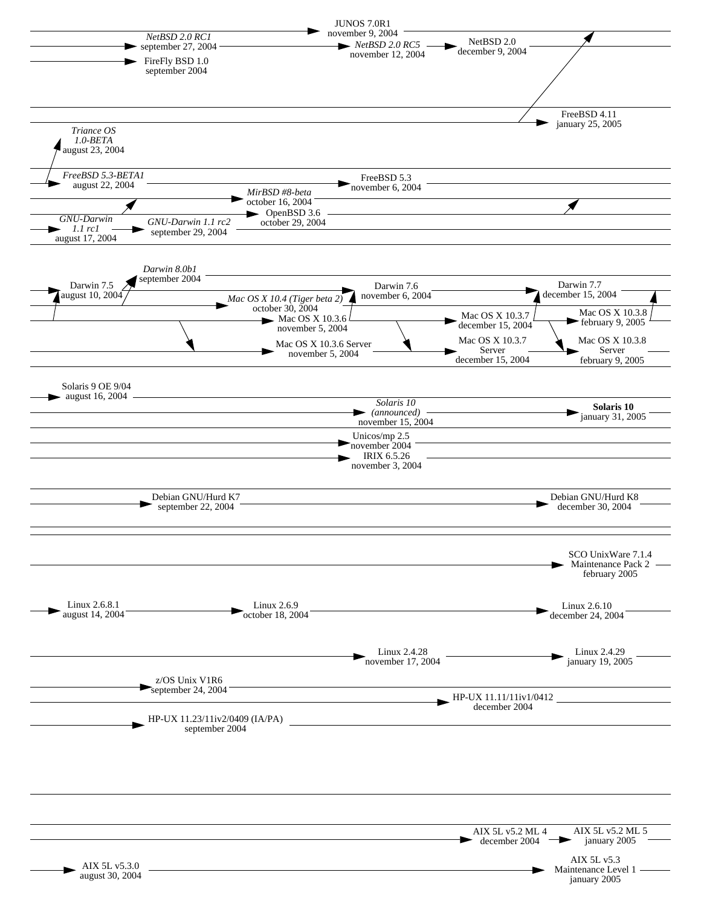JUNOS 7.0R1
november 9, 2004

*NetBSD 2.0 RC1*
september 27, 2004

*NetBSD 2.0 RC5*
november 12, 2004

NetBSD 2.0
december 9, 2004

FireFly BSD 1.0
september 2004

FreeBSD 4.11
january 25, 2005

*Triance OS*
*1.0-BETA*
august 23, 2004

*FreeBSD 5.3-BETA1*
august 22, 2004

FreeBSD 5.3
november 6, 2004

*MirBSD #8-beta*
october 16, 2004

*GNU-Darwin*
*1.1 rc1*
august 17, 2004

OpenBSD 3.6
october 29, 2004

*GNU-Darwin 1.1 rc2*
september 29, 2004

*Darwin 8.0b1*
september 2004

Darwin 7.5
august 10, 2004

Darwin 7.6
november 6, 2004

Darwin 7.7
december 15, 2004

*Mac OS X 10.4 (Tiger beta 2)*
october 30, 2004

Mac OS X 10.3.6
november 5, 2004

Mac OS X 10.3.7
december 15, 2004

Mac OS X 10.3.8
february 9, 2005

Mac OS X 10.3.6 Server
november 5, 2004

Mac OS X 10.3.7
Server
december 15, 2004

Mac OS X 10.3.8
Server
february 9, 2005

Solaris 9 OE 9/04
august 16, 2004

*Solaris 10*
*(announced)*
november 15, 2004

**Solaris 10**
january 31, 2005

Unicos/mp 2.5
november 2004

IRIX 6.5.26
november 3, 2004

Debian GNU/Hurd K7
september 22, 2004

Debian GNU/Hurd K8
december 30, 2004

SCO UnixWare 7.1.4
Maintenance Pack 2
february 2005

Linux 2.6.8.1
august 14, 2004

Linux 2.6.9
october 18, 2004

Linux 2.6.10
december 24, 2004

Linux 2.4.28
november 17, 2004

Linux 2.4.29
january 19, 2005

z/OS Unix V1R6
september 24, 2004

HP-UX 11.11/11iv1/0412
december 2004

HP-UX 11.23/11iv2/0409 (IA/PA)
september 2004

AIX 5L v5.2 ML 4
december 2004

AIX 5L v5.2 ML 5
january 2005

AIX 5L v5.3.0
august 30, 2004

AIX 5L v5.3
Maintenance Level 1
january 2005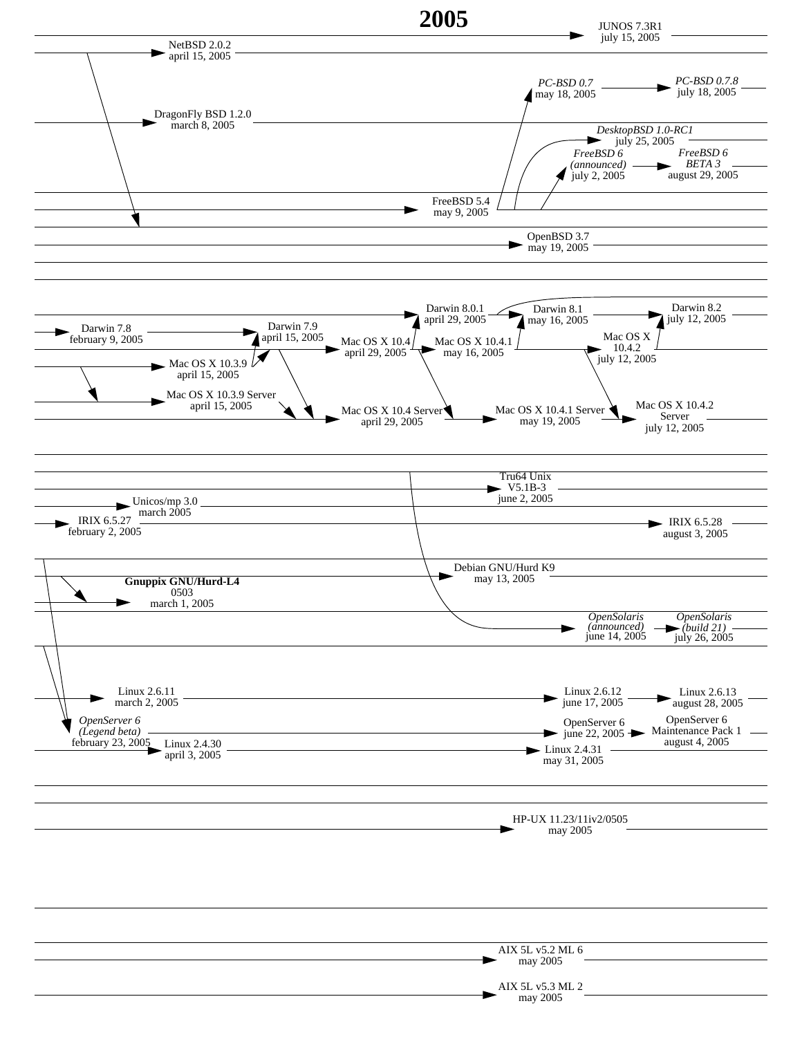# 2005

JUNOS 7.3R1
july 15, 2005

NetBSD 2.0.2
april 15, 2005

*PC-BSD 0.7*
may 18, 2005

*PC-BSD 0.7.8*
july 18, 2005

DragonFly BSD 1.2.0
march 8, 2005

*DesktopBSD 1.0-RC1*
july 25, 2005

*FreeBSD 6*
*(announced)*
july 2, 2005

*FreeBSD 6*
*BETA 3*
august 29, 2005

FreeBSD 5.4
may 9, 2005

OpenBSD 3.7
may 19, 2005

Darwin 8.0.1
april 29, 2005

Darwin 8.1
may 16, 2005

Darwin 8.2
july 12, 2005

Darwin 7.8
february 9, 2005

Darwin 7.9
april 15, 2005

Mac OS X 10.4
april 29, 2005

Mac OS X 10.4.1
may 16, 2005

Mac OS X
10.4.2
july 12, 2005

Mac OS X 10.3.9
april 15, 2005

Mac OS X 10.3.9 Server
april 15, 2005

Mac OS X 10.4 Server
april 29, 2005

Mac OS X 10.4.1 Server
may 19, 2005

Mac OS X 10.4.2
Server
july 12, 2005

Tru64 Unix
V5.1B-3
june 2, 2005

Unicos/mp 3.0
march 2005

IRIX 6.5.27
february 2, 2005

IRIX 6.5.28
august 3, 2005

Debian GNU/Hurd K9
may 13, 2005

**Gnuppix GNU/Hurd-L4**
0503
march 1, 2005

*OpenSolaris*
*(announced)*
june 14, 2005

*OpenSolaris*
*(build 21)*
july 26, 2005

Linux 2.6.11
march 2, 2005

Linux 2.6.12
june 17, 2005

Linux 2.6.13
august 28, 2005

*OpenServer 6*
*(Legend beta)*
february 23, 2005

OpenServer 6
june 22, 2005

OpenServer 6
Maintenance Pack 1
august 4, 2005

Linux 2.4.30
april 3, 2005

Linux 2.4.31
may 31, 2005

HP-UX 11.23/11iv2/0505
may 2005

AIX 5L v5.2 ML 6
may 2005

AIX 5L v5.3 ML 2
may 2005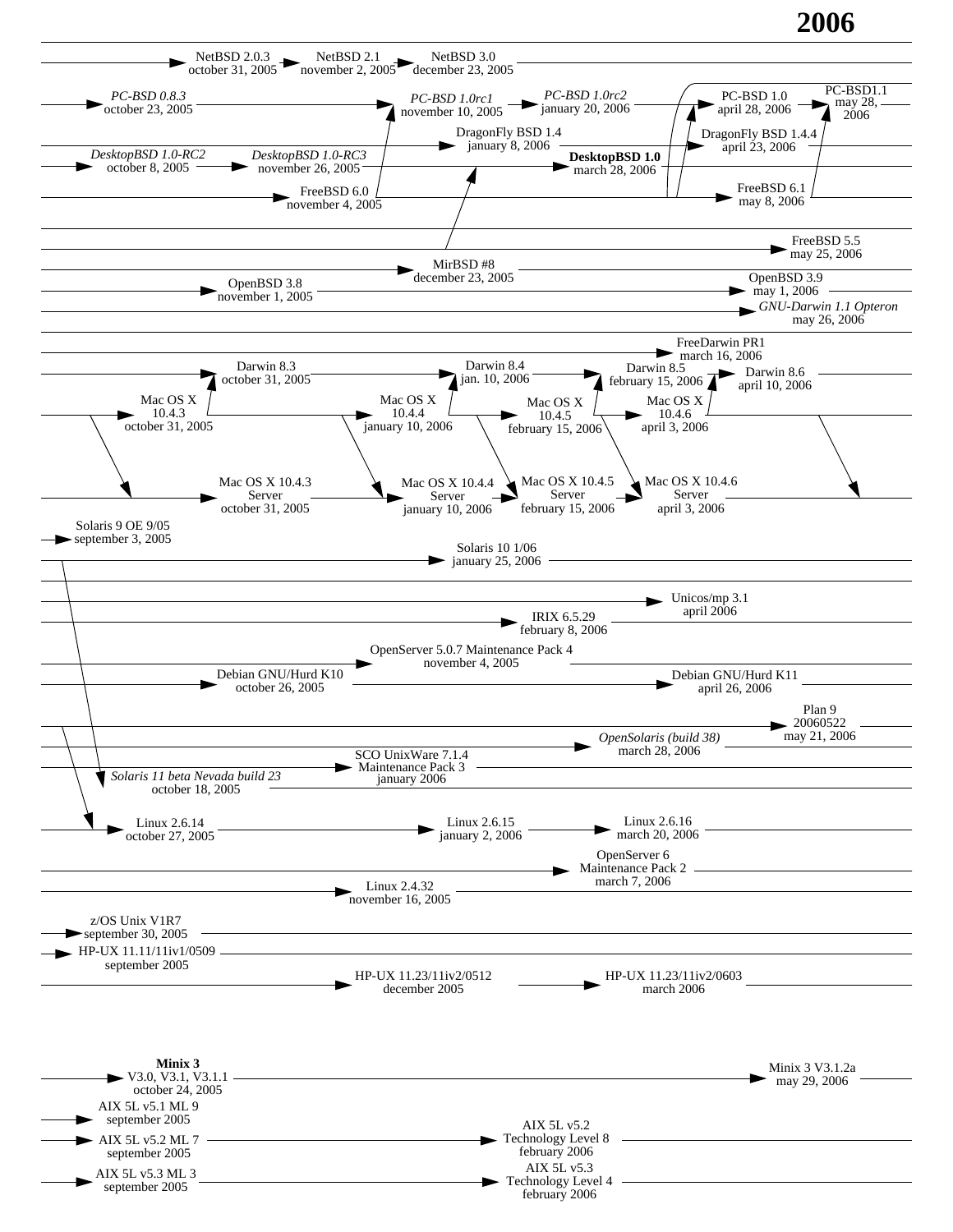# 2006

NetBSD 2.0.3
october 31, 2005

NetBSD 2.1
november 2, 2005

NetBSD 3.0
december 23, 2005

*PC-BSD 0.8.3*
october 23, 2005

*PC-BSD 1.0rc1*
november 10, 2005

*PC-BSD 1.0rc2*
january 20, 2006

PC-BSD 1.0
april 28, 2006

PC-BSD1.1
may 28, 2006

DragonFly BSD 1.4
january 8, 2006

DragonFly BSD 1.4.4
april 23, 2006

*DesktopBSD 1.0-RC2*
october 8, 2005

*DesktopBSD 1.0-RC3*
november 26, 2005

**DesktopBSD 1.0**
march 28, 2006

FreeBSD 6.0
november 4, 2005

FreeBSD 6.1
may 8, 2006

FreeBSD 5.5
may 25, 2006

MirBSD #8
december 23, 2005

OpenBSD 3.8
november 1, 2005

OpenBSD 3.9
may 1, 2006

*GNU-Darwin 1.1 Opteron*
may 26, 2006

FreeDarwin PR1
march 16, 2006

Darwin 8.3
october 31, 2005

Darwin 8.4
jan. 10, 2006

Darwin 8.5
february 15, 2006

Darwin 8.6
april 10, 2006

Mac OS X
10.4.3
october 31, 2005

Mac OS X
10.4.4
january 10, 2006

Mac OS X
10.4.5
february 15, 2006

Mac OS X
10.4.6
april 3, 2006

Mac OS X 10.4.3
Server
october 31, 2005

Mac OS X 10.4.4
Server
january 10, 2006

Mac OS X 10.4.5
Server
february 15, 2006

Mac OS X 10.4.6
Server
april 3, 2006

Solaris 9 OE 9/05
september 3, 2005

Solaris 10 1/06
january 25, 2006

Unicos/mp 3.1
april 2006

IRIX 6.5.29
february 8, 2006

OpenServer 5.0.7 Maintenance Pack 4
november 4, 2005

Debian GNU/Hurd K10
october 26, 2005

Debian GNU/Hurd K11
april 26, 2006

Plan 9
20060522
may 21, 2006

*OpenSolaris (build 38)*
march 28, 2006

SCO UnixWare 7.1.4
Maintenance Pack 3
january 2006

*Solaris 11 beta Nevada build 23*
october 18, 2005

Linux 2.6.14
october 27, 2005

Linux 2.6.15
january 2, 2006

Linux 2.6.16
march 20, 2006

OpenServer 6
Maintenance Pack 2
march 7, 2006

Linux 2.4.32
november 16, 2005

z/OS Unix V1R7
september 30, 2005

HP-UX 11.11/11iv1/0509
september 2005

HP-UX 11.23/11iv2/0512
december 2005

HP-UX 11.23/11iv2/0603
march 2006

**Minix 3**
V3.0, V3.1, V3.1.1
october 24, 2005

Minix 3 V3.1.2a
may 29, 2006

AIX 5L v5.1 ML 9
september 2005

AIX 5L v5.2 ML 7
september 2005

AIX 5L v5.2
Technology Level 8
february 2006

AIX 5L v5.3 ML 3
september 2005

AIX 5L v5.3
Technology Level 4
february 2006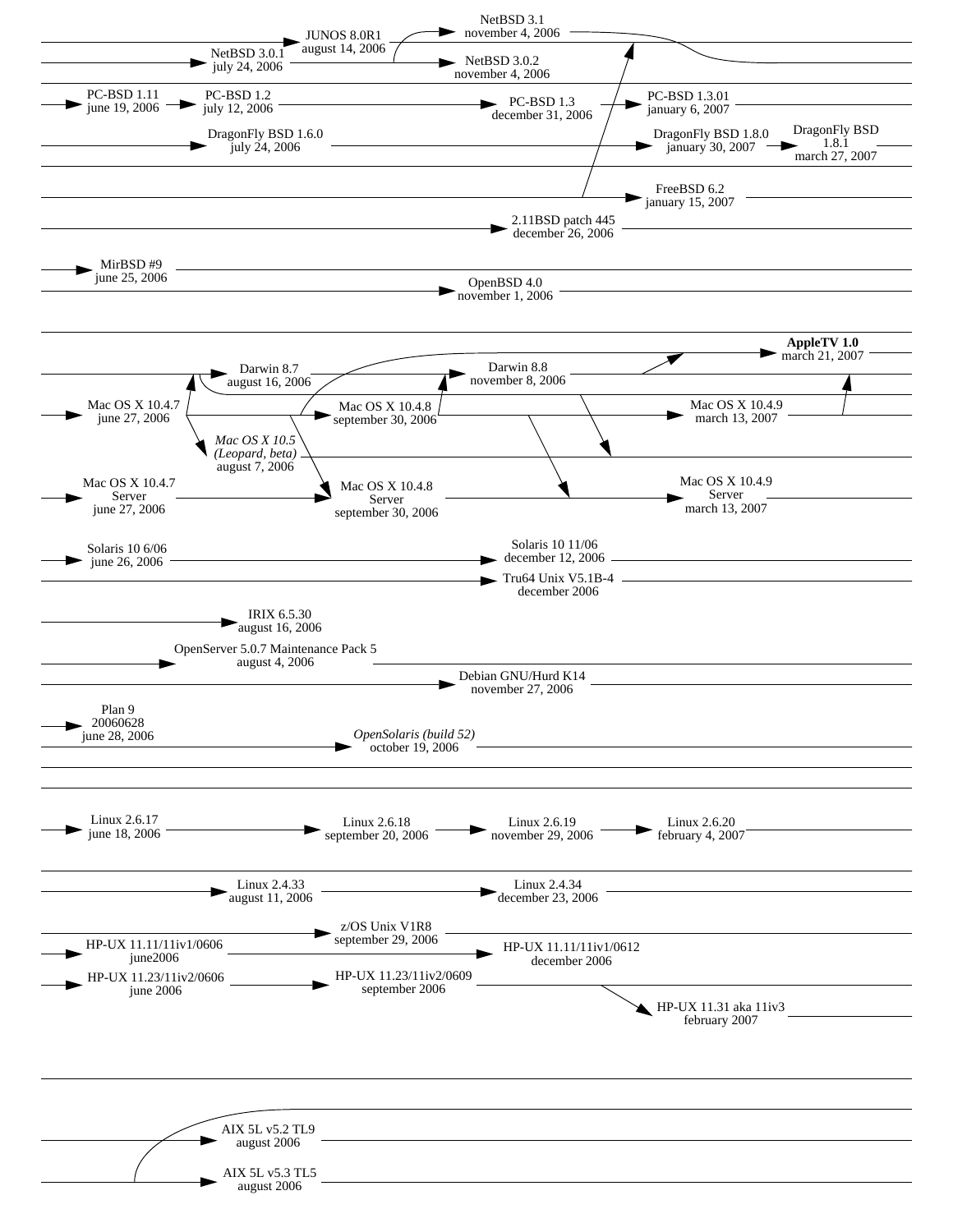JUNOS 8.0R1
august 14, 2006

NetBSD 3.1
november 4, 2006

NetBSD 3.0.1
july 24, 2006

NetBSD 3.0.2
november 4, 2006

PC-BSD 1.11
june 19, 2006

PC-BSD 1.2
july 12, 2006

PC-BSD 1.3
december 31, 2006

PC-BSD 1.3.01
january 6, 2007

DragonFly BSD 1.6.0
july 24, 2006

DragonFly BSD 1.8.0
january 30, 2007

DragonFly BSD
1.8.1
march 27, 2007

FreeBSD 6.2
january 15, 2007

2.11BSD patch 445
december 26, 2006

MirBSD #9
june 25, 2006

OpenBSD 4.0
november 1, 2006

**AppleTV 1.0**
march 21, 2007

Darwin 8.7
august 16, 2006

Darwin 8.8
november 8, 2006

Mac OS X 10.4.7
june 27, 2006

Mac OS X 10.4.8
september 30, 2006

Mac OS X 10.4.9
march 13, 2007

*Mac OS X 10.5*
*(Leopard, beta)*
august 7, 2006

Mac OS X 10.4.7
Server
june 27, 2006

Mac OS X 10.4.8
Server
september 30, 2006

Mac OS X 10.4.9
Server
march 13, 2007

Solaris 10 6/06
june 26, 2006

Solaris 10 11/06
december 12, 2006

Tru64 Unix V5.1B-4
december 2006

IRIX 6.5.30
august 16, 2006

OpenServer 5.0.7 Maintenance Pack 5
august 4, 2006

Debian GNU/Hurd K14
november 27, 2006

Plan 9
20060628
june 28, 2006

*OpenSolaris (build 52)*
october 19, 2006

Linux 2.6.17
june 18, 2006

Linux 2.6.18
september 20, 2006

Linux 2.6.19
november 29, 2006

Linux 2.6.20
february 4, 2007

Linux 2.4.33
august 11, 2006

Linux 2.4.34
december 23, 2006

z/OS Unix V1R8
september 29, 2006

HP-UX 11.11/11iv1/0606
june2006

HP-UX 11.11/11iv1/0612
december 2006

HP-UX 11.23/11iv2/0606
june 2006

HP-UX 11.23/11iv2/0609
september 2006

HP-UX 11.31 aka 11iv3
february 2007

AIX 5L v5.2 TL9
august 2006

AIX 5L v5.3 TL5
august 2006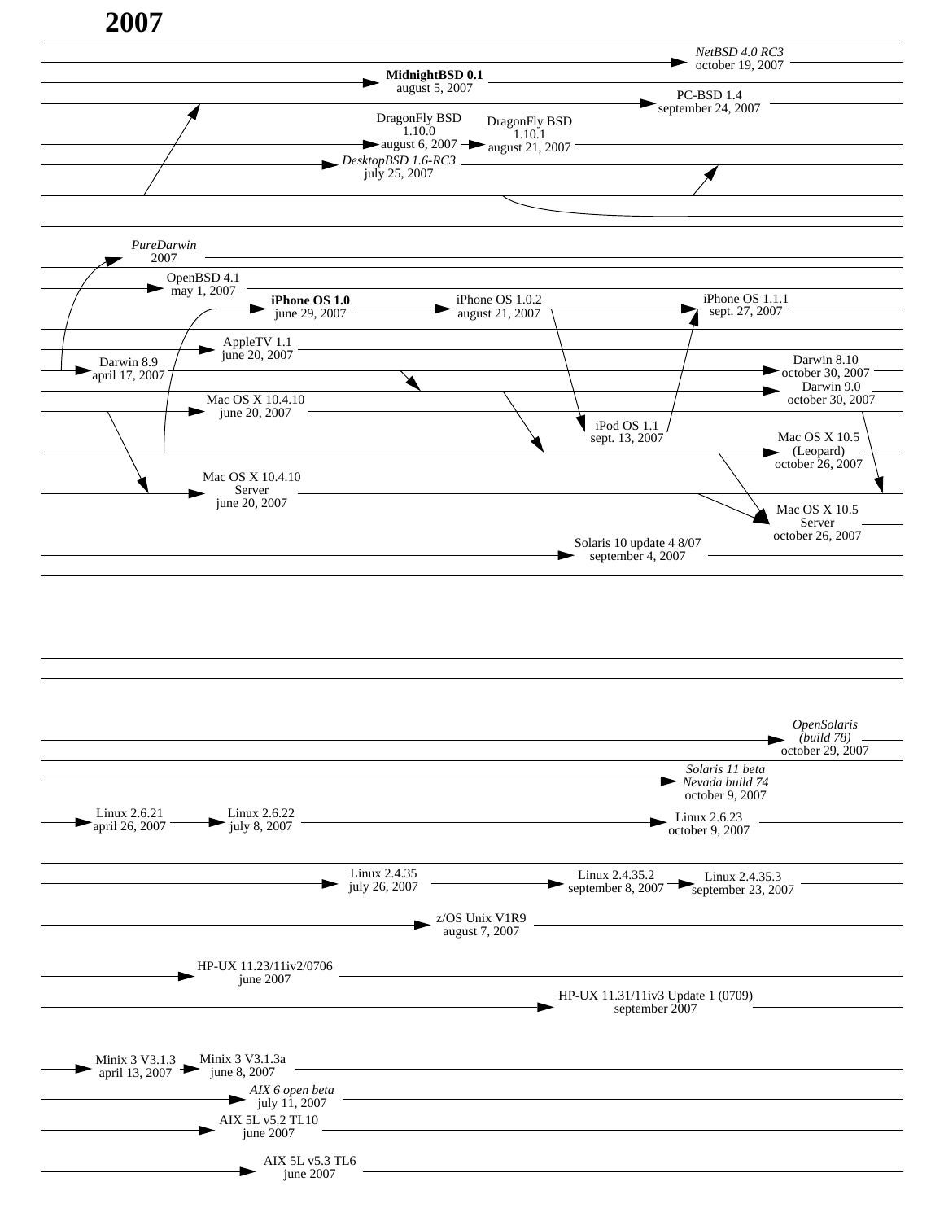# 2007

*NetBSD 4.0 RC3*
october 19, 2007

**MidnightBSD 0.1**
august 5, 2007

PC-BSD 1.4
september 24, 2007

DragonFly BSD 1.10.0
august 6, 2007

DragonFly BSD 1.10.1
august 21, 2007

*DesktopBSD 1.6-RC3*
july 25, 2007

*PureDarwin*
2007

OpenBSD 4.1
may 1, 2007

**iPhone OS 1.0**
june 29, 2007

iPhone OS 1.0.2
august 21, 2007

iPhone OS 1.1.1
sept. 27, 2007

AppleTV 1.1
june 20, 2007

Darwin 8.9
april 17, 2007

Darwin 8.10
october 30, 2007

Darwin 9.0
october 30, 2007

Mac OS X 10.4.10
june 20, 2007

iPod OS 1.1
sept. 13, 2007

Mac OS X 10.5 (Leopard)
october 26, 2007

Mac OS X 10.4.10 Server
june 20, 2007

Mac OS X 10.5 Server
october 26, 2007

Solaris 10 update 4 8/07
september 4, 2007

*OpenSolaris (build 78)*
october 29, 2007

*Solaris 11 beta Nevada build 74*
october 9, 2007

Linux 2.6.21
april 26, 2007

Linux 2.6.22
july 8, 2007

Linux 2.6.23
october 9, 2007

Linux 2.4.35
july 26, 2007

Linux 2.4.35.2
september 8, 2007

Linux 2.4.35.3
september 23, 2007

z/OS Unix V1R9
august 7, 2007

HP-UX 11.23/11iv2/0706
june 2007

HP-UX 11.31/11iv3 Update 1 (0709)
september 2007

Minix 3 V3.1.3
april 13, 2007

Minix 3 V3.1.3a
june 8, 2007

*AIX 6 open beta*
july 11, 2007

AIX 5L v5.2 TL10
june 2007

AIX 5L v5.3 TL6
june 2007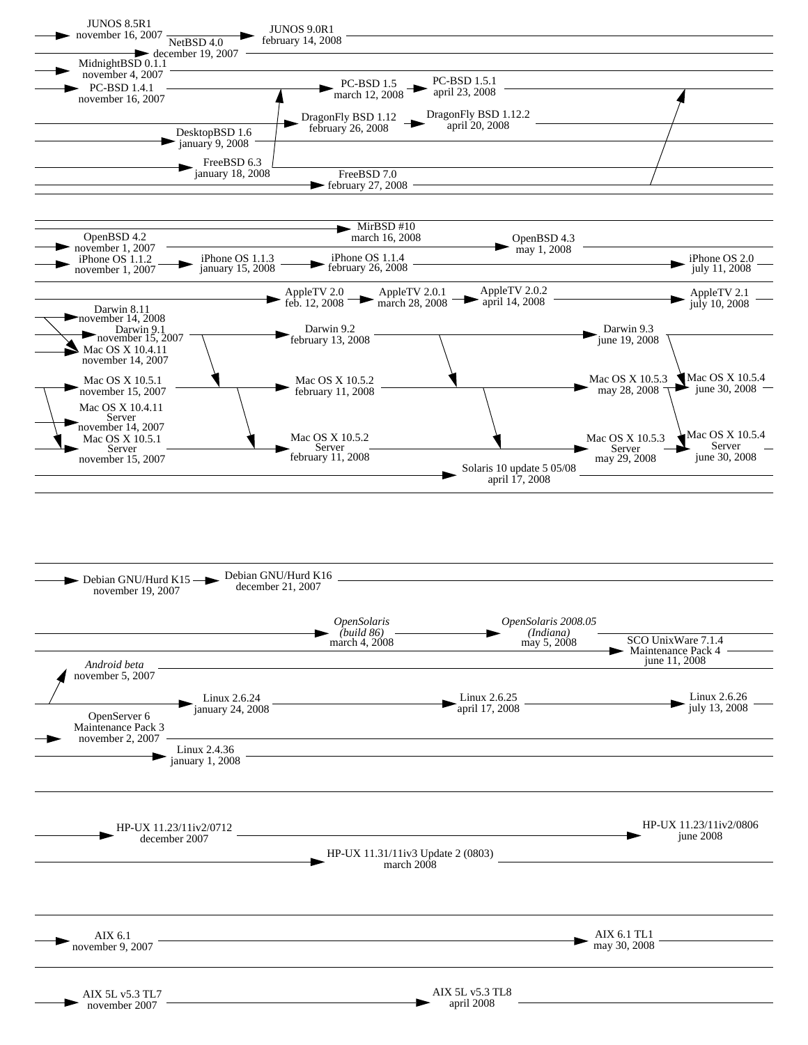JUNOS 8.5R1
november 16, 2007

NetBSD 4.0
december 19, 2007

JUNOS 9.0R1
february 14, 2008

MidnightBSD 0.1.1
november 4, 2007

PC-BSD 1.4.1
november 16, 2007

PC-BSD 1.5
march 12, 2008

PC-BSD 1.5.1
april 23, 2008

DragonFly BSD 1.12
february 26, 2008

DragonFly BSD 1.12.2
april 20, 2008

DesktopBSD 1.6
january 9, 2008

FreeBSD 6.3
january 18, 2008

FreeBSD 7.0
february 27, 2008

MirBSD #10
march 16, 2008

OpenBSD 4.2
november 1, 2007

OpenBSD 4.3
may 1, 2008

iPhone OS 1.1.2
november 1, 2007

iPhone OS 1.1.3
january 15, 2008

iPhone OS 1.1.4
february 26, 2008

iPhone OS 2.0
july 11, 2008

AppleTV 2.0
feb. 12, 2008

AppleTV 2.0.1
march 28, 2008

AppleTV 2.0.2
april 14, 2008

AppleTV 2.1
july 10, 2008

Darwin 8.11
november 14, 2008

Darwin 9.1
november 15, 2007

Darwin 9.2
february 13, 2008

Darwin 9.3
june 19, 2008

Mac OS X 10.4.11
november 14, 2007

Mac OS X 10.5.1
november 15, 2007

Mac OS X 10.5.2
february 11, 2008

Mac OS X 10.5.3
may 28, 2008

Mac OS X 10.5.4
june 30, 2008

Mac OS X 10.4.11
Server
november 14, 2007

Mac OS X 10.5.1
Server
november 15, 2007

Mac OS X 10.5.2
Server
february 11, 2008

Mac OS X 10.5.3
Server
may 29, 2008

Mac OS X 10.5.4
Server
june 30, 2008

Solaris 10 update 5 05/08
april 17, 2008

Debian GNU/Hurd K15
november 19, 2007

Debian GNU/Hurd K16
december 21, 2007

*OpenSolaris*
*(build 86)*
march 4, 2008

*OpenSolaris 2008.05*
*(Indiana)*
may 5, 2008

SCO UnixWare 7.1.4
Maintenance Pack 4
june 11, 2008

*Android beta*
november 5, 2007

Linux 2.6.24
january 24, 2008

Linux 2.6.25
april 17, 2008

Linux 2.6.26
july 13, 2008

OpenServer 6
Maintenance Pack 3
november 2, 2007

Linux 2.4.36
january 1, 2008

HP-UX 11.23/11iv2/0712
december 2007

HP-UX 11.23/11iv2/0806
june 2008

HP-UX 11.31/11iv3 Update 2 (0803)
march 2008

AIX 6.1
november 9, 2007

AIX 6.1 TL1
may 30, 2008

AIX 5L v5.3 TL7
november 2007

AIX 5L v5.3 TL8
april 2008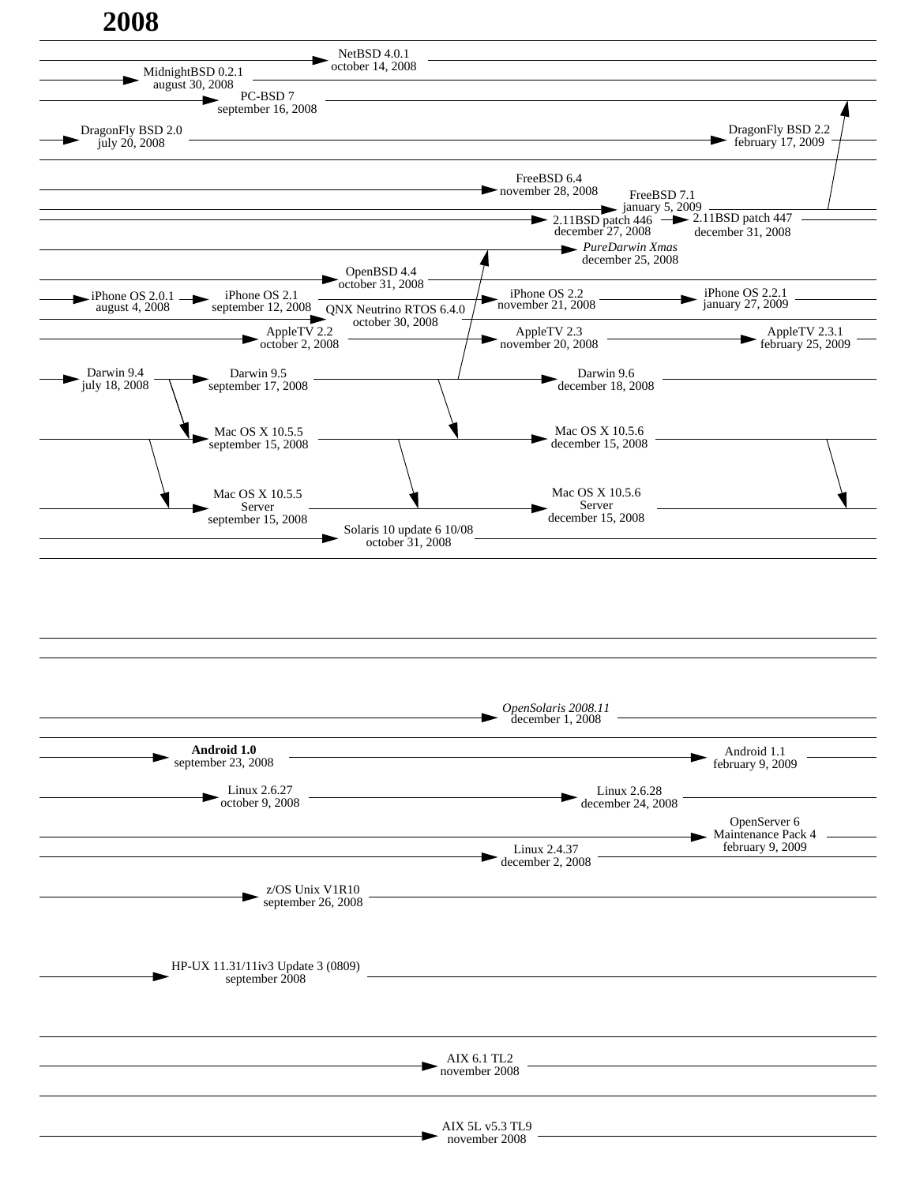# 2008

NetBSD 4.0.1
october 14, 2008

MidnightBSD 0.2.1
august 30, 2008

PC-BSD 7
september 16, 2008

DragonFly BSD 2.0
july 20, 2008

DragonFly BSD 2.2
february 17, 2009

FreeBSD 6.4
november 28, 2008

FreeBSD 7.1
january 5, 2009

2.11BSD patch 446
december 27, 2008

2.11BSD patch 447
december 31, 2008

*PureDarwin Xmas*
december 25, 2008

OpenBSD 4.4
october 31, 2008

iPhone OS 2.0.1
august 4, 2008

iPhone OS 2.1
september 12, 2008

iPhone OS 2.2
november 21, 2008

iPhone OS 2.2.1
january 27, 2009

QNX Neutrino RTOS 6.4.0
october 30, 2008

AppleTV 2.2
october 2, 2008

AppleTV 2.3
november 20, 2008

AppleTV 2.3.1
february 25, 2009

Darwin 9.4
july 18, 2008

Darwin 9.5
september 17, 2008

Darwin 9.6
december 18, 2008

Mac OS X 10.5.5
september 15, 2008

Mac OS X 10.5.6
december 15, 2008

Mac OS X 10.5.5
Server
september 15, 2008

Mac OS X 10.5.6
Server
december 15, 2008

Solaris 10 update 6 10/08
october 31, 2008

*OpenSolaris 2008.11*
december 1, 2008

**Android 1.0**
september 23, 2008

Android 1.1
february 9, 2009

Linux 2.6.27
october 9, 2008

Linux 2.6.28
december 24, 2008

OpenServer 6
Maintenance Pack 4
february 9, 2009

Linux 2.4.37
december 2, 2008

z/OS Unix V1R10
september 26, 2008

HP-UX 11.31/11iv3 Update 3 (0809)
september 2008

AIX 6.1 TL2
november 2008

AIX 5L v5.3 TL9
november 2008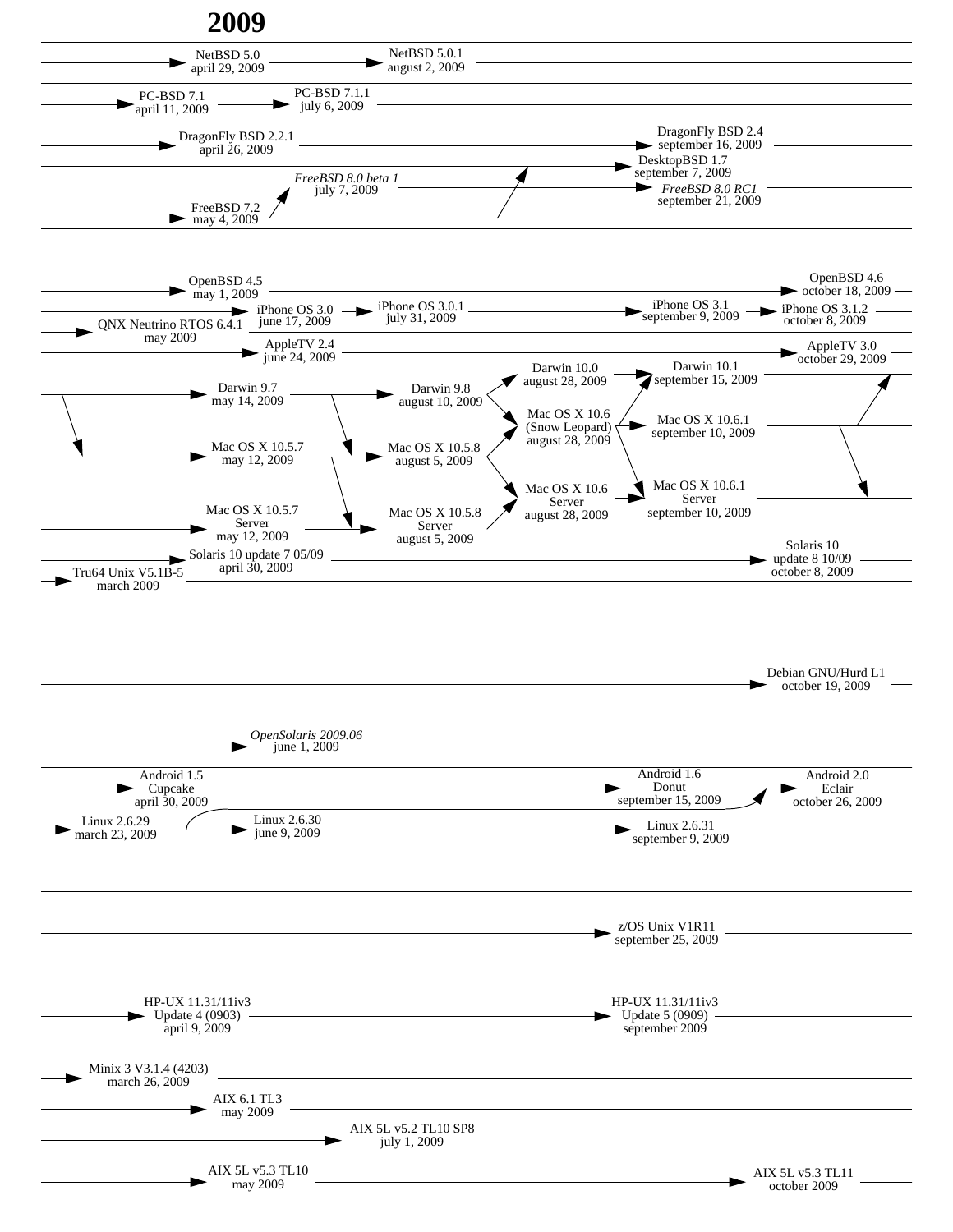# 2009

NetBSD 5.0
april 29, 2009

NetBSD 5.0.1
august 2, 2009

PC-BSD 7.1
april 11, 2009

PC-BSD 7.1.1
july 6, 2009

DragonFly BSD 2.2.1
april 26, 2009

DragonFly BSD 2.4
september 16, 2009

DesktopBSD 1.7
september 7, 2009

*FreeBSD 8.0 beta 1*
july 7, 2009

*FreeBSD 8.0 RC1*
september 21, 2009

FreeBSD 7.2
may 4, 2009

OpenBSD 4.5
may 1, 2009

OpenBSD 4.6
october 18, 2009

iPhone OS 3.0
june 17, 2009

iPhone OS 3.0.1
july 31, 2009

iPhone OS 3.1
september 9, 2009

iPhone OS 3.1.2
october 8, 2009

QNX Neutrino RTOS 6.4.1
may 2009

AppleTV 2.4
june 24, 2009

AppleTV 3.0
october 29, 2009

Darwin 10.0
august 28, 2009

Darwin 10.1
september 15, 2009

Darwin 9.7
may 14, 2009

Darwin 9.8
august 10, 2009

Mac OS X 10.6
(Snow Leopard)
august 28, 2009

Mac OS X 10.6.1
september 10, 2009

Mac OS X 10.5.7
may 12, 2009

Mac OS X 10.5.8
august 5, 2009

Mac OS X 10.6
Server
august 28, 2009

Mac OS X 10.6.1
Server
september 10, 2009

Mac OS X 10.5.7
Server
may 12, 2009

Mac OS X 10.5.8
Server
august 5, 2009

Solaris 10 update 7 05/09
april 30, 2009

Solaris 10
update 8 10/09
october 8, 2009

Tru64 Unix V5.1B-5
march 2009

Debian GNU/Hurd L1
october 19, 2009

*OpenSolaris 2009.06*
june 1, 2009

Android 1.5
Cupcake
april 30, 2009

Android 1.6
Donut
september 15, 2009

Android 2.0
Eclair
october 26, 2009

Linux 2.6.29
march 23, 2009

Linux 2.6.30
june 9, 2009

Linux 2.6.31
september 9, 2009

z/OS Unix V1R11
september 25, 2009

HP-UX 11.31/11iv3
Update 4 (0903)
april 9, 2009

HP-UX 11.31/11iv3
Update 5 (0909)
september 2009

Minix 3 V3.1.4 (4203)
march 26, 2009

AIX 6.1 TL3
may 2009

AIX 5L v5.2 TL10 SP8
july 1, 2009

AIX 5L v5.3 TL10
may 2009

AIX 5L v5.3 TL11
october 2009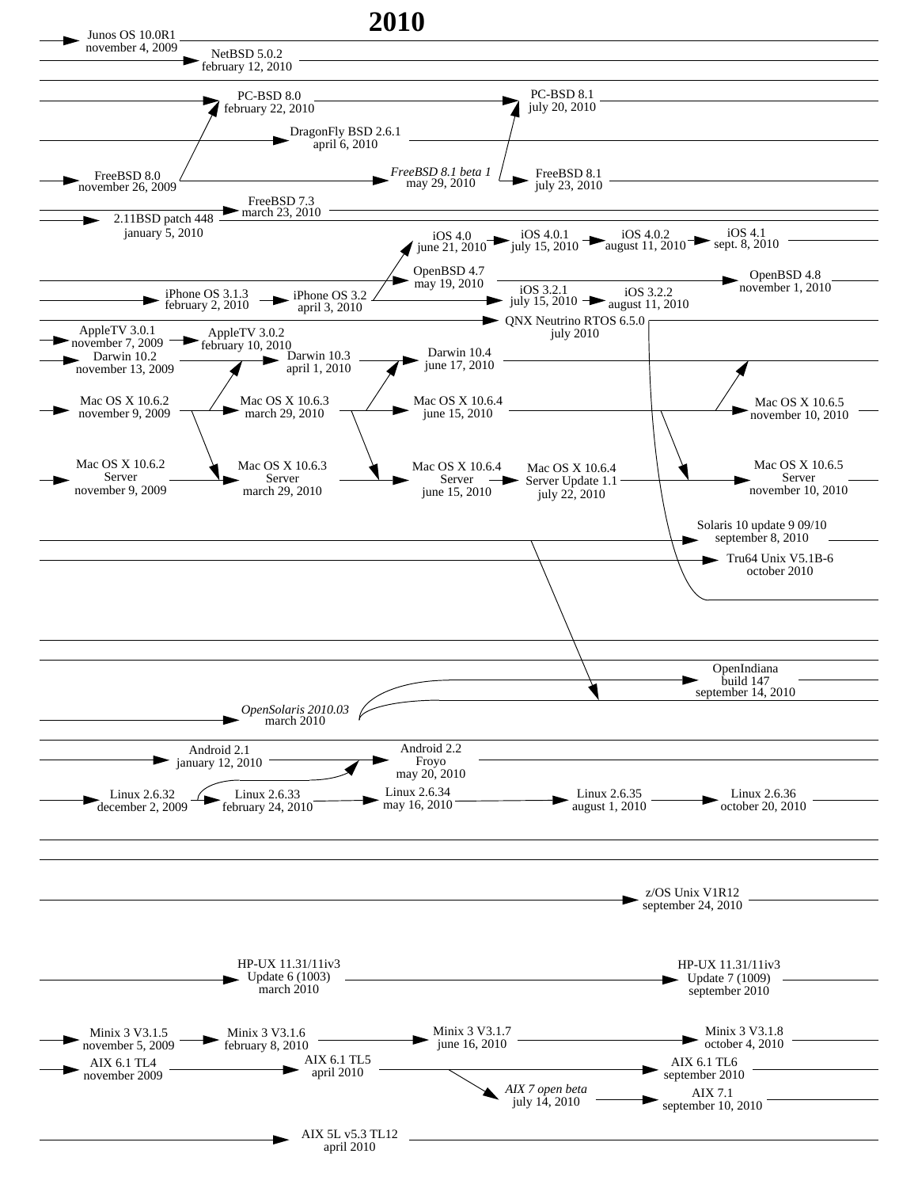# 2010

Junos OS 10.0R1
november 4, 2009

NetBSD 5.0.2
february 12, 2010

PC-BSD 8.0
february 22, 2010

PC-BSD 8.1
july 20, 2010

DragonFly BSD 2.6.1
april 6, 2010

FreeBSD 8.0
november 26, 2009

*FreeBSD 8.1 beta 1*
may 29, 2010

FreeBSD 8.1
july 23, 2010

FreeBSD 7.3
march 23, 2010

2.11BSD patch 448
january 5, 2010

iOS 4.0
june 21, 2010

iOS 4.0.1
july 15, 2010

iOS 4.0.2
august 11, 2010

iOS 4.1
sept. 8, 2010

OpenBSD 4.7
may 19, 2010

OpenBSD 4.8
november 1, 2010

iPhone OS 3.1.3
february 2, 2010

iPhone OS 3.2
april 3, 2010

iOS 3.2.1
july 15, 2010

iOS 3.2.2
august 11, 2010

QNX Neutrino RTOS 6.5.0
july 2010

AppleTV 3.0.1
november 7, 2009

AppleTV 3.0.2
february 10, 2010

Darwin 10.2
november 13, 2009

Darwin 10.3
april 1, 2010

Darwin 10.4
june 17, 2010

Mac OS X 10.6.2
november 9, 2009

Mac OS X 10.6.3
march 29, 2010

Mac OS X 10.6.4
june 15, 2010

Mac OS X 10.6.5
november 10, 2010

Mac OS X 10.6.2
Server
november 9, 2009

Mac OS X 10.6.3
Server
march 29, 2010

Mac OS X 10.6.4
Server
june 15, 2010

Mac OS X 10.6.4
Server Update 1.1
july 22, 2010

Mac OS X 10.6.5
Server
november 10, 2010

Solaris 10 update 9 09/10
september 8, 2010

Tru64 Unix V5.1B-6
october 2010

OpenIndiana
build 147
september 14, 2010

*OpenSolaris 2010.03*
march 2010

Android 2.1
january 12, 2010

Android 2.2
Froyo
may 20, 2010

Linux 2.6.32
december 2, 2009

Linux 2.6.33
february 24, 2010

Linux 2.6.34
may 16, 2010

Linux 2.6.35
august 1, 2010

Linux 2.6.36
october 20, 2010

z/OS Unix V1R12
september 24, 2010

HP-UX 11.31/11iv3
Update 6 (1003)
march 2010

HP-UX 11.31/11iv3
Update 7 (1009)
september 2010

Minix 3 V3.1.5
november 5, 2009

Minix 3 V3.1.6
february 8, 2010

Minix 3 V3.1.7
june 16, 2010

Minix 3 V3.1.8
october 4, 2010

AIX 6.1 TL4
november 2009

AIX 6.1 TL5
april 2010

AIX 6.1 TL6
september 2010

*AIX 7 open beta*
july 14, 2010

AIX 7.1
september 10, 2010

AIX 5L v5.3 TL12
april 2010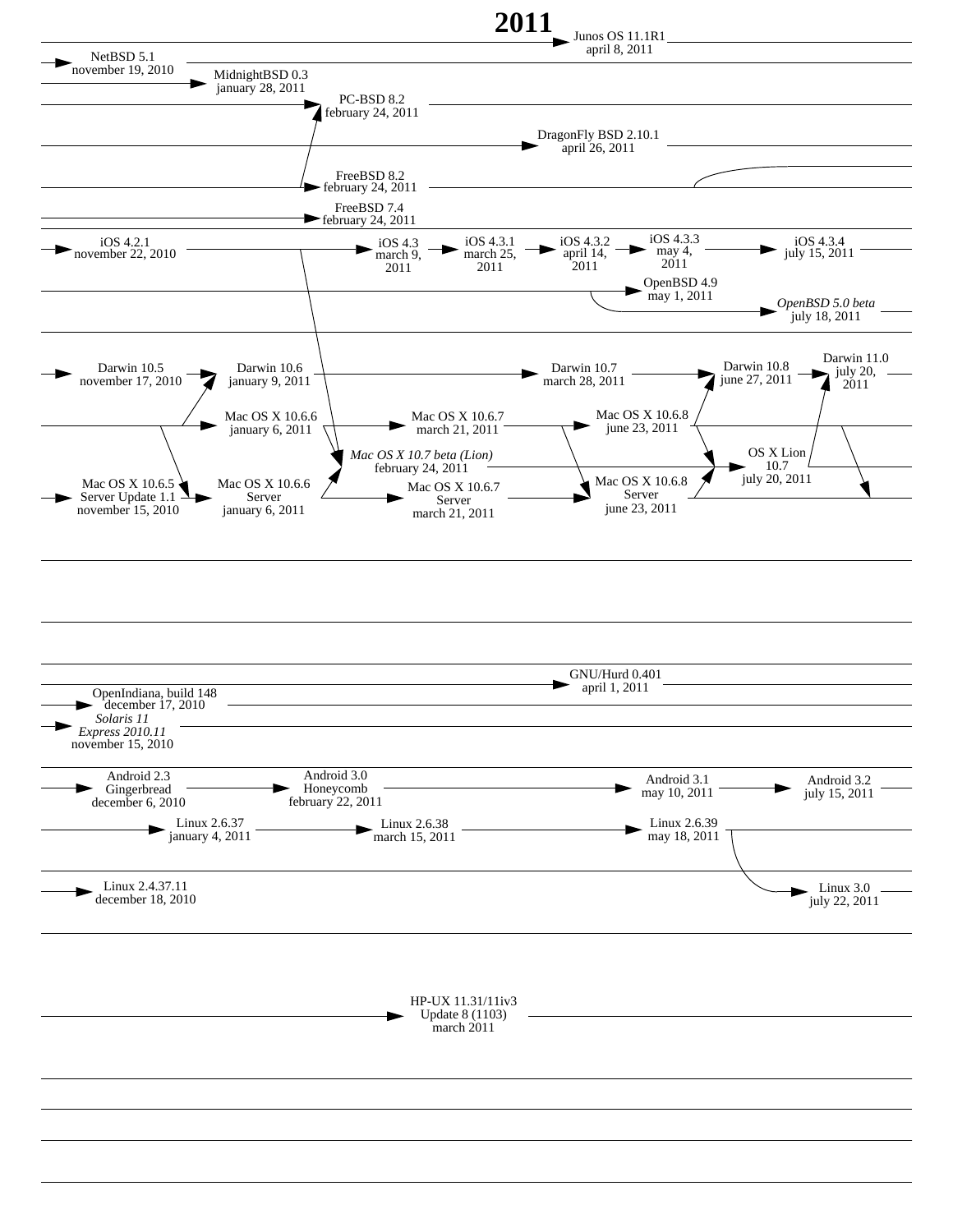# 2011

Junos OS 11.1R1
april 8, 2011

NetBSD 5.1
november 19, 2010

MidnightBSD 0.3
january 28, 2011

PC-BSD 8.2
february 24, 2011

DragonFly BSD 2.10.1
april 26, 2011

FreeBSD 8.2
february 24, 2011

FreeBSD 7.4
february 24, 2011

iOS 4.2.1
november 22, 2010

iOS 4.3
march 9,
2011

iOS 4.3.1
march 25,
2011

iOS 4.3.2
april 14,
2011

iOS 4.3.3
may 4,
2011

iOS 4.3.4
july 15, 2011

OpenBSD 4.9
may 1, 2011

*OpenBSD 5.0 beta*
july 18, 2011

Darwin 10.5
november 17, 2010

Darwin 10.6
january 9, 2011

Darwin 10.7
march 28, 2011

Darwin 10.8
june 27, 2011

Darwin 11.0
july 20,
2011

Mac OS X 10.6.6
january 6, 2011

Mac OS X 10.6.7
march 21, 2011

Mac OS X 10.6.8
june 23, 2011

*Mac OS X 10.7 beta (Lion)*
february 24, 2011

OS X Lion
10.7
july 20, 2011

Mac OS X 10.6.5
Server Update 1.1
november 15, 2010

Mac OS X 10.6.6
Server
january 6, 2011

Mac OS X 10.6.7
Server
march 21, 2011

Mac OS X 10.6.8
Server
june 23, 2011

GNU/Hurd 0.401
april 1, 2011

OpenIndiana, build 148
december 17, 2010

*Solaris 11
Express 2010.11*
november 15, 2010

Android 2.3
Gingerbread
december 6, 2010

Android 3.0
Honeycomb
february 22, 2011

Android 3.1
may 10, 2011

Android 3.2
july 15, 2011

Linux 2.6.37
january 4, 2011

Linux 2.6.38
march 15, 2011

Linux 2.6.39
may 18, 2011

Linux 3.0
july 22, 2011

Linux 2.4.37.11
december 18, 2010

HP-UX 11.31/11iv3
Update 8 (1103)
march 2011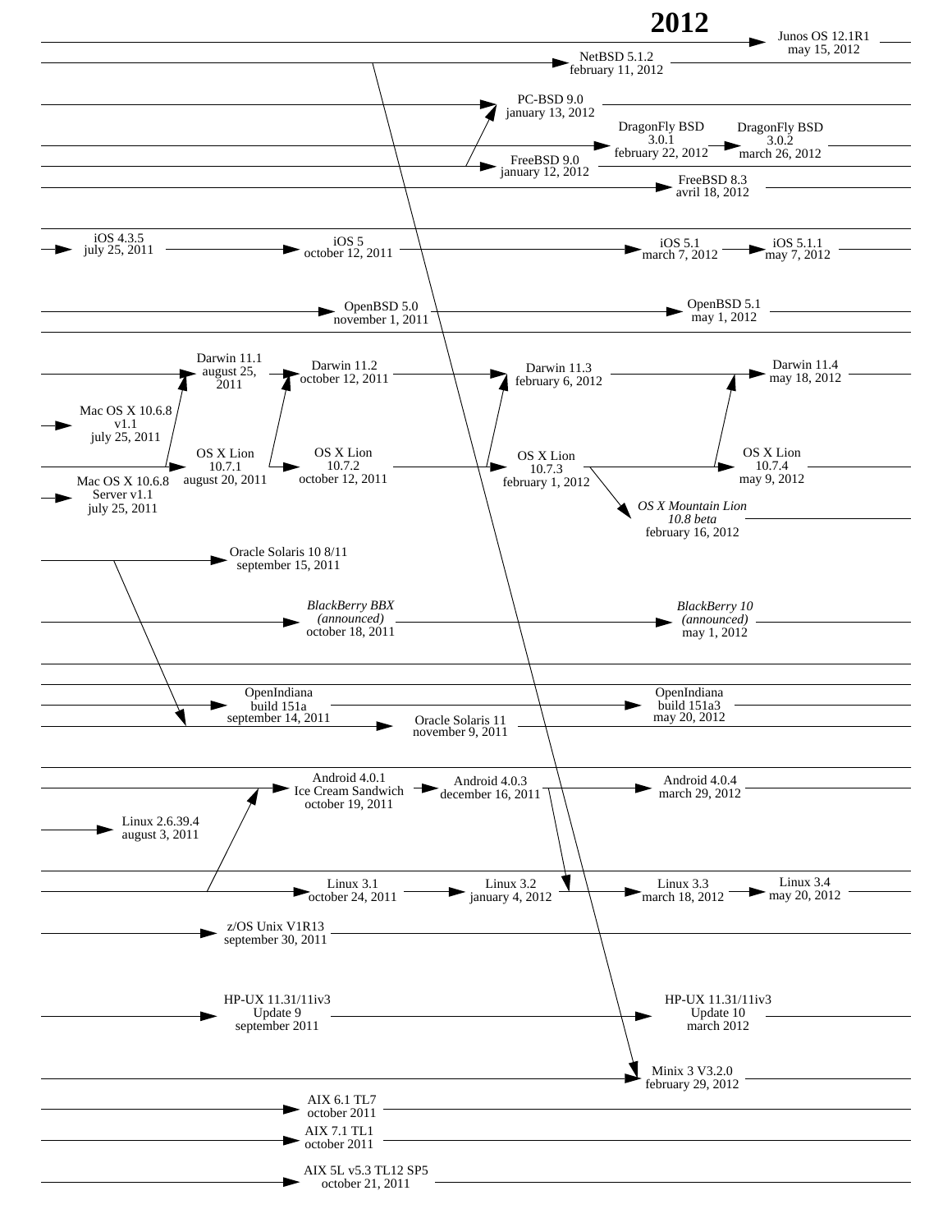# 2012

Junos OS 12.1R1
may 15, 2012

NetBSD 5.1.2
february 11, 2012

PC-BSD 9.0
january 13, 2012

DragonFly BSD
3.0.1
february 22, 2012

DragonFly BSD
3.0.2
march 26, 2012

FreeBSD 9.0
january 12, 2012

FreeBSD 8.3
avril 18, 2012

iOS 4.3.5
july 25, 2011

iOS 5
october 12, 2011

iOS 5.1
march 7, 2012

iOS 5.1.1
may 7, 2012

OpenBSD 5.0
november 1, 2011

OpenBSD 5.1
may 1, 2012

Darwin 11.1
august 25,
2011

Darwin 11.2
october 12, 2011

Darwin 11.3
february 6, 2012

Darwin 11.4
may 18, 2012

Mac OS X 10.6.8
v1.1
july 25, 2011

OS X Lion
10.7.1
august 20, 2011

OS X Lion
10.7.2
october 12, 2011

OS X Lion
10.7.3
february 1, 2012

OS X Lion
10.7.4
may 9, 2012

Mac OS X 10.6.8
Server v1.1
july 25, 2011

*OS X Mountain Lion*
*10.8 beta*
february 16, 2012

Oracle Solaris 10 8/11
september 15, 2011

*BlackBerry BBX*
*(announced)*
october 18, 2011

*BlackBerry 10*
*(announced)*
may 1, 2012

OpenIndiana
build 151a
september 14, 2011

OpenIndiana
build 151a3
may 20, 2012

Oracle Solaris 11
november 9, 2011

Android 4.0.1
Ice Cream Sandwich
october 19, 2011

Android 4.0.3
december 16, 2011

Android 4.0.4
march 29, 2012

Linux 2.6.39.4
august 3, 2011

Linux 3.1
october 24, 2011

Linux 3.2
january 4, 2012

Linux 3.3
march 18, 2012

Linux 3.4
may 20, 2012

z/OS Unix V1R13
september 30, 2011

HP-UX 11.31/11iv3
Update 9
september 2011

HP-UX 11.31/11iv3
Update 10
march 2012

Minix 3 V3.2.0
februry 29, 2012

AIX 6.1 TL7
october 2011

AIX 7.1 TL1
october 2011

AIX 5L v5.3 TL12 SP5
october 21, 2011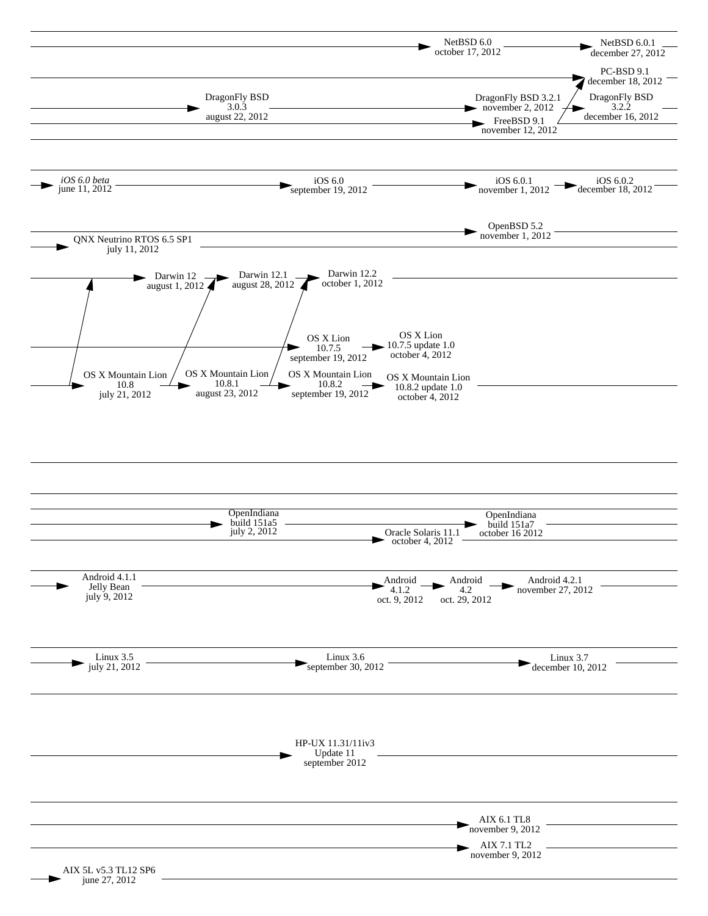NetBSD 6.0
october 17, 2012

NetBSD 6.0.1
december 27, 2012

PC-BSD 9.1
december 18, 2012

DragonFly BSD
3.0.3
august 22, 2012

DragonFly BSD 3.2.1
november 2, 2012

DragonFly BSD
3.2.2
december 16, 2012

FreeBSD 9.1
november 12, 2012

*iOS 6.0 beta*
june 11, 2012

iOS 6.0
september 19, 2012

iOS 6.0.1
november 1, 2012

iOS 6.0.2
december 18, 2012

OpenBSD 5.2
november 1, 2012

QNX Neutrino RTOS 6.5 SP1
july 11, 2012

Darwin 12
august 1, 2012

Darwin 12.1
august 28, 2012

Darwin 12.2
october 1, 2012

OS X Lion
10.7.5
september 19, 2012

OS X Lion
10.7.5 update 1.0
october 4, 2012

OS X Mountain Lion
10.8
july 21, 2012

OS X Mountain Lion
10.8.1
august 23, 2012

OS X Mountain Lion
10.8.2
september 19, 2012

OS X Mountain Lion
10.8.2 update 1.0
october 4, 2012

OpenIndiana
build 151a5
july 2, 2012

OpenIndiana
build 151a7
october 16 2012

Oracle Solaris 11.1
october 4, 2012

Android 4.1.1
Jelly Bean
july 9, 2012

Android
4.1.2
oct. 9, 2012

Android
4.2
oct. 29, 2012

Android 4.2.1
november 27, 2012

Linux 3.5
july 21, 2012

Linux 3.6
september 30, 2012

Linux 3.7
december 10, 2012

HP-UX 11.31/11iv3
Update 11
september 2012

AIX 6.1 TL8
november 9, 2012

AIX 7.1 TL2
november 9, 2012

AIX 5L v5.3 TL12 SP6
june 27, 2012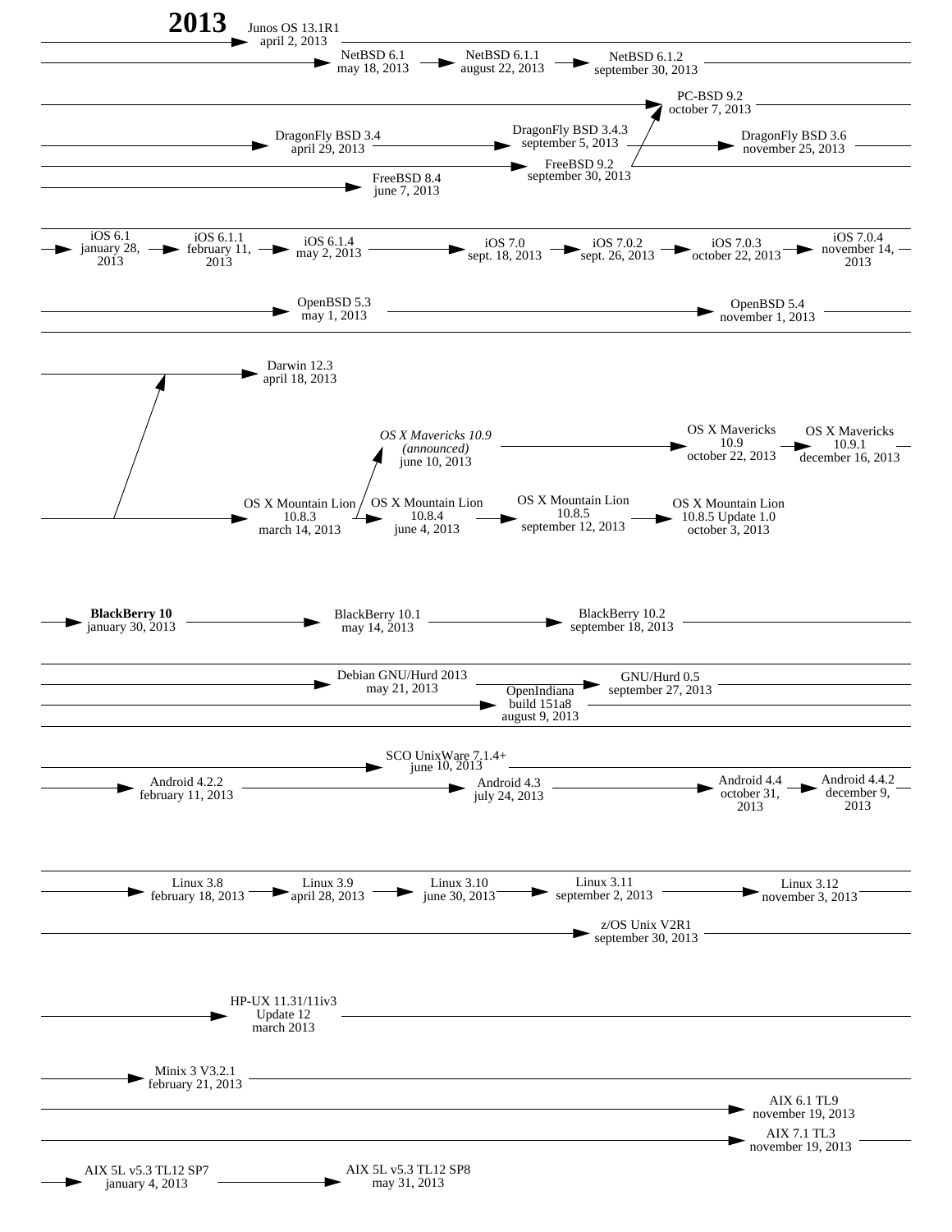# 2013

Junos OS 13.1R1
april 2, 2013

NetBSD 6.1
may 18, 2013

NetBSD 6.1.1
august 22, 2013

NetBSD 6.1.2
september 30, 2013

PC-BSD 9.2
october 7, 2013

DragonFly BSD 3.4
april 29, 2013

DragonFly BSD 3.4.3
september 5, 2013

DragonFly BSD 3.6
november 25, 2013

FreeBSD 9.2
september 30, 2013

FreeBSD 8.4
june 7, 2013

iOS 6.1
january 28, 2013

iOS 6.1.1
february 11, 2013

iOS 6.1.4
may 2, 2013

iOS 7.0
sept. 18, 2013

iOS 7.0.2
sept. 26, 2013

iOS 7.0.3
october 22, 2013

iOS 7.0.4
november 14, 2013

OpenBSD 5.3
may 1, 2013

OpenBSD 5.4
november 1, 2013

Darwin 12.3
april 18, 2013

*OS X Mavericks 10.9*
*(announced)*
june 10, 2013

OS X Mavericks 10.9
october 22, 2013

OS X Mavericks 10.9.1
december 16, 2013

OS X Mountain Lion 10.8.3
march 14, 2013

OS X Mountain Lion 10.8.4
june 4, 2013

OS X Mountain Lion 10.8.5
september 12, 2013

OS X Mountain Lion 10.8.5 Update 1.0
october 3, 2013

**BlackBerry 10**
january 30, 2013

BlackBerry 10.1
may 14, 2013

BlackBerry 10.2
september 18, 2013

Debian GNU/Hurd 2013
may 21, 2013

GNU/Hurd 0.5
september 27, 2013

OpenIndiana build 151a8
august 9, 2013

SCO UnixWare 7.1.4+
june 10, 2013

Android 4.2.2
february 11, 2013

Android 4.3
july 24, 2013

Android 4.4
october 31, 2013

Android 4.4.2
december 9, 2013

Linux 3.8
february 18, 2013

Linux 3.9
april 28, 2013

Linux 3.10
june 30, 2013

Linux 3.11
september 2, 2013

Linux 3.12
november 3, 2013

z/OS Unix V2R1
september 30, 2013

HP-UX 11.31/11iv3 Update 12
march 2013

Minix 3 V3.2.1
february 21, 2013

AIX 6.1 TL9
november 19, 2013

AIX 7.1 TL3
november 19, 2013

AIX 5L v5.3 TL12 SP7
january 4, 2013

AIX 5L v5.3 TL12 SP8
may 31, 2013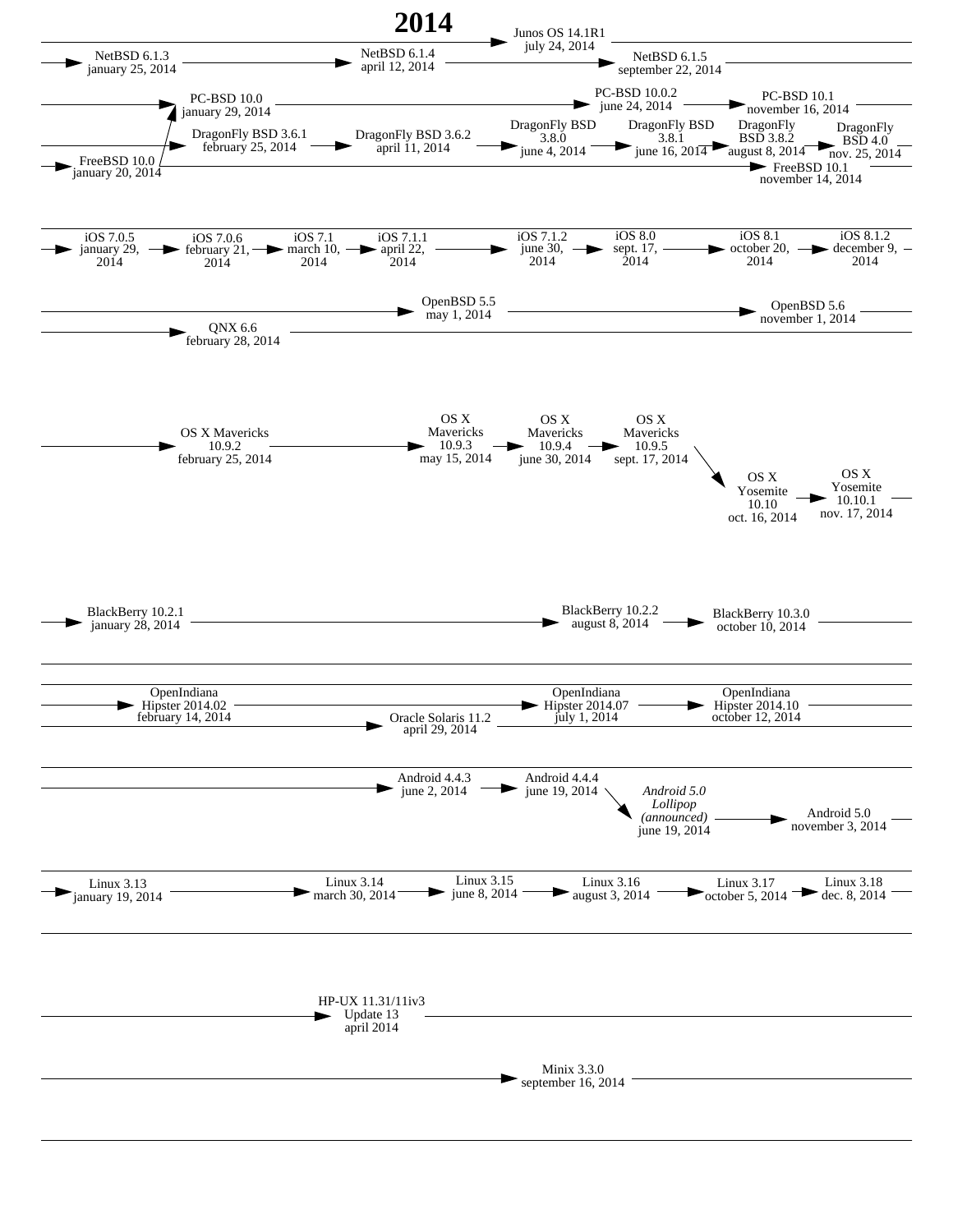# 2014

Junos OS 14.1R1
july 24, 2014

NetBSD 6.1.3
january 25, 2014

NetBSD 6.1.4
april 12, 2014

NetBSD 6.1.5
september 22, 2014

PC-BSD 10.0
january 29, 2014

PC-BSD 10.0.2
june 24, 2014

PC-BSD 10.1
november 16, 2014

DragonFly BSD 3.6.1
february 25, 2014

DragonFly BSD 3.6.2
april 11, 2014

DragonFly BSD
3.8.0
june 4, 2014

DragonFly BSD
3.8.1
june 16, 2014

DragonFly
BSD 3.8.2
august 8, 2014

DragonFly
BSD 4.0
nov. 25, 2014

FreeBSD 10.0
january 20, 2014

FreeBSD 10.1
november 14, 2014

iOS 7.0.5
january 29,
2014

iOS 7.0.6
february 21,
2014

iOS 7.1
march 10,
2014

iOS 7.1.1
april 22,
2014

iOS 7.1.2
june 30,
2014

iOS 8.0
sept. 17,
2014

iOS 8.1
october 20,
2014

iOS 8.1.2
december 9,
2014

OpenBSD 5.5
may 1, 2014

OpenBSD 5.6
november 1, 2014

QNX 6.6
february 28, 2014

OS X Mavericks
10.9.2
february 25, 2014

OS X
Mavericks
10.9.3
may 15, 2014

OS X
Mavericks
10.9.4
june 30, 2014

OS X
Mavericks
10.9.5
sept. 17, 2014

OS X
Yosemite
10.10
oct. 16, 2014

OS X
Yosemite
10.10.1
nov. 17, 2014

BlackBerry 10.2.1
january 28, 2014

BlackBerry 10.2.2
august 8, 2014

BlackBerry 10.3.0
october 10, 2014

OpenIndiana
Hipster 2014.02
february 14, 2014

OpenIndiana
Hipster 2014.07
july 1, 2014

OpenIndiana
Hipster 2014.10
october 12, 2014

Oracle Solaris 11.2
april 29, 2014

Android 4.4.3
june 2, 2014

Android 4.4.4
june 19, 2014

*Android 5.0*
*Lollipop*
*(announced)*
june 19, 2014

Android 5.0
november 3, 2014

Linux 3.13
january 19, 2014

Linux 3.14
march 30, 2014

Linux 3.15
june 8, 2014

Linux 3.16
august 3, 2014

Linux 3.17
october 5, 2014

Linux 3.18
dec. 8, 2014

HP-UX 11.31/11iv3
Update 13
april 2014

Minix 3.3.0
september 16, 2014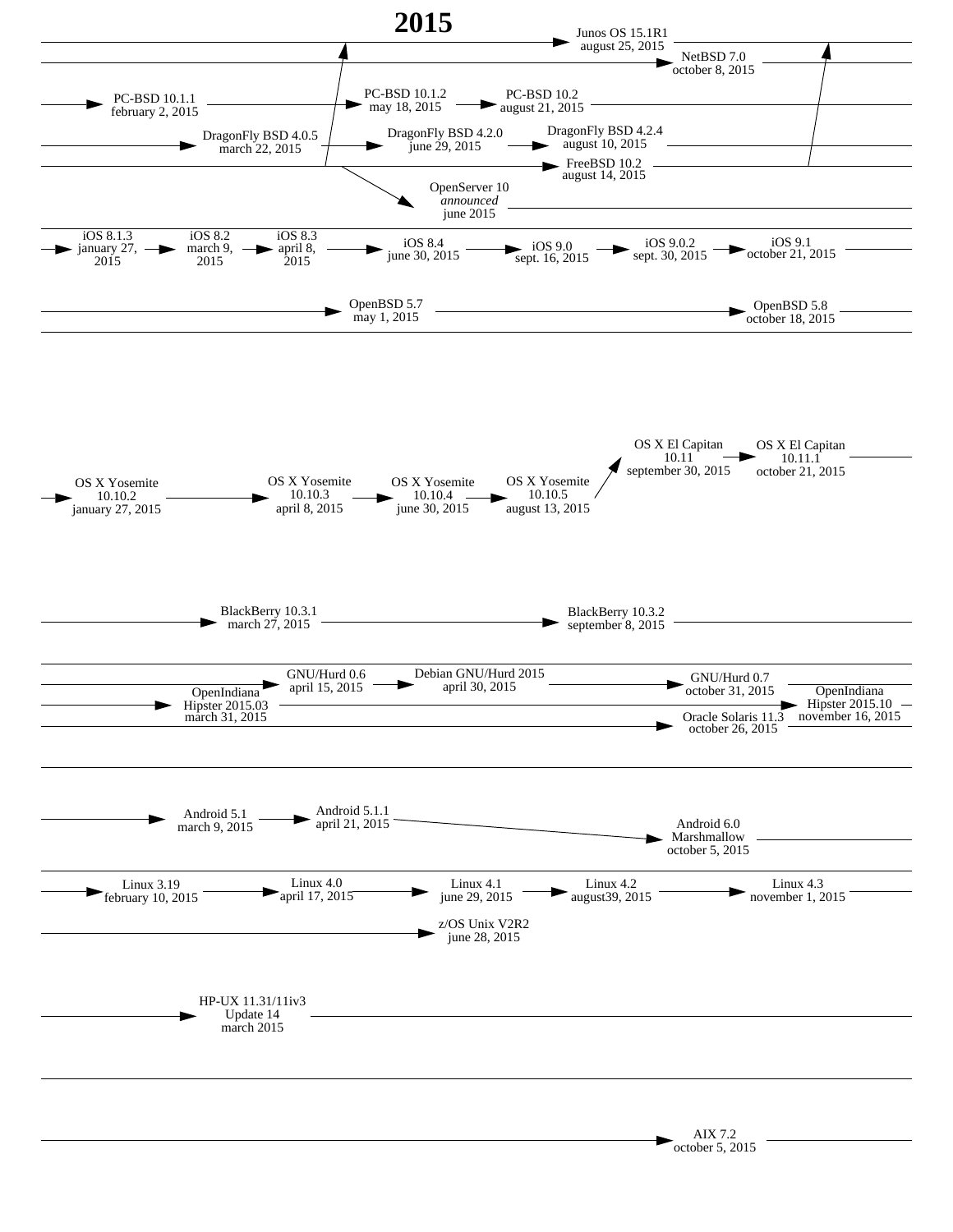# 2015

Junos OS 15.1R1
august 25, 2015

NetBSD 7.0
october 8, 2015

PC-BSD 10.1.1
february 2, 2015

PC-BSD 10.1.2
may 18, 2015

PC-BSD 10.2
august 21, 2015

DragonFly BSD 4.0.5
march 22, 2015

DragonFly BSD 4.2.0
june 29, 2015

DragonFly BSD 4.2.4
august 10, 2015

FreeBSD 10.2
august 14, 2015

OpenServer 10
*announced*
june 2015

iOS 8.1.3
january 27, 2015

iOS 8.2
march 9, 2015

iOS 8.3
april 8, 2015

iOS 8.4
june 30, 2015

iOS 9.0
sept. 16, 2015

iOS 9.0.2
sept. 30, 2015

iOS 9.1
october 21, 2015

OpenBSD 5.7
may 1, 2015

OpenBSD 5.8
october 18, 2015

OS X El Capitan 10.11
september 30, 2015

OS X El Capitan 10.11.1
october 21, 2015

OS X Yosemite 10.10.2
january 27, 2015

OS X Yosemite 10.10.3
april 8, 2015

OS X Yosemite 10.10.4
june 30, 2015

OS X Yosemite 10.10.5
august 13, 2015

BlackBerry 10.3.1
march 27, 2015

BlackBerry 10.3.2
september 8, 2015

GNU/Hurd 0.6
april 15, 2015

Debian GNU/Hurd 2015
april 30, 2015

GNU/Hurd 0.7
october 31, 2015

OpenIndiana Hipster 2015.03
march 31, 2015

OpenIndiana Hipster 2015.10
november 16, 2015

Oracle Solaris 11.3
october 26, 2015

Android 5.1
march 9, 2015

Android 5.1.1
april 21, 2015

Android 6.0 Marshmallow
october 5, 2015

Linux 3.19
february 10, 2015

Linux 4.0
april 17, 2015

Linux 4.1
june 29, 2015

Linux 4.2
august39, 2015

Linux 4.3
november 1, 2015

z/OS Unix V2R2
june 28, 2015

HP-UX 11.31/11iv3 Update 14
march 2015

AIX 7.2
october 5, 2015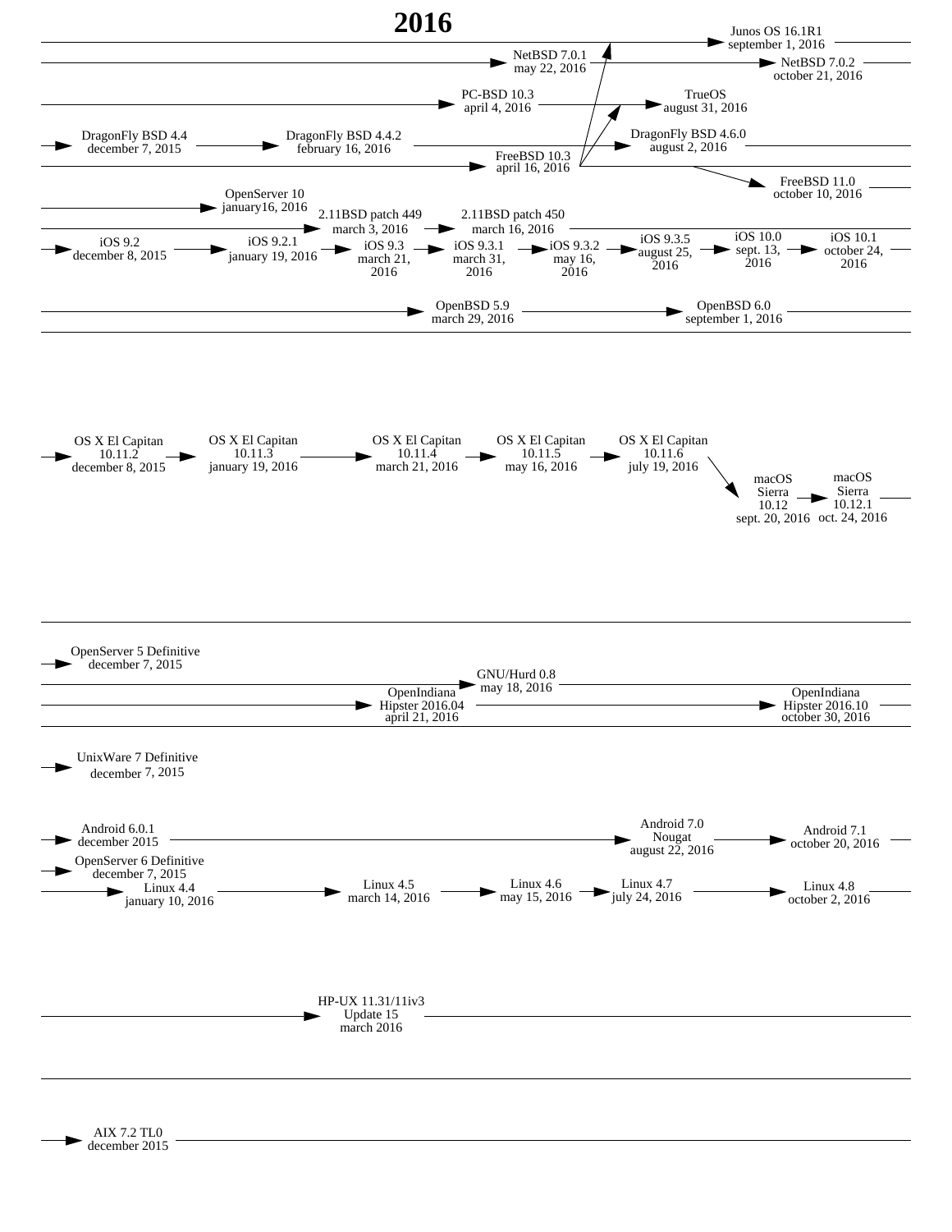# 2016

Junos OS 16.1R1
september 1, 2016

NetBSD 7.0.1
may 22, 2016

NetBSD 7.0.2
october 21, 2016

PC-BSD 10.3
april 4, 2016

TrueOS
august 31, 2016

DragonFly BSD 4.4
december 7, 2015

DragonFly BSD 4.4.2
february 16, 2016

DragonFly BSD 4.6.0
august 2, 2016

FreeBSD 10.3
april 16, 2016

FreeBSD 11.0
october 10, 2016

OpenServer 10
january16, 2016

2.11BSD patch 449
march 3, 2016

2.11BSD patch 450
march 16, 2016

iOS 9.2
december 8, 2015

iOS 9.2.1
january 19, 2016

iOS 9.3
march 21, 2016

iOS 9.3.1
march 31, 2016

iOS 9.3.2
may 16, 2016

iOS 9.3.5
august 25, 2016

iOS 10.0
sept. 13, 2016

iOS 10.1
october 24, 2016

OpenBSD 5.9
march 29, 2016

OpenBSD 6.0
september 1, 2016

OS X El Capitan 10.11.2
december 8, 2015

OS X El Capitan 10.11.3
january 19, 2016

OS X El Capitan 10.11.4
march 21, 2016

OS X El Capitan 10.11.5
may 16, 2016

OS X El Capitan 10.11.6
july 19, 2016

macOS Sierra 10.12
sept. 20, 2016

macOS Sierra 10.12.1
oct. 24, 2016

OpenServer 5 Definitive
december 7, 2015

GNU/Hurd 0.8
may 18, 2016

OpenIndiana Hipster 2016.04
april 21, 2016

OpenIndiana Hipster 2016.10
october 30, 2016

UnixWare 7 Definitive
december 7, 2015

Android 6.0.1
december 2015

Android 7.0 Nougat
august 22, 2016

Android 7.1
october 20, 2016

OpenServer 6 Definitive
december 7, 2015

Linux 4.4
january 10, 2016

Linux 4.5
march 14, 2016

Linux 4.6
may 15, 2016

Linux 4.7
july 24, 2016

Linux 4.8
october 2, 2016

HP-UX 11.31/11iv3 Update 15
march 2016

AIX 7.2 TL0
december 2015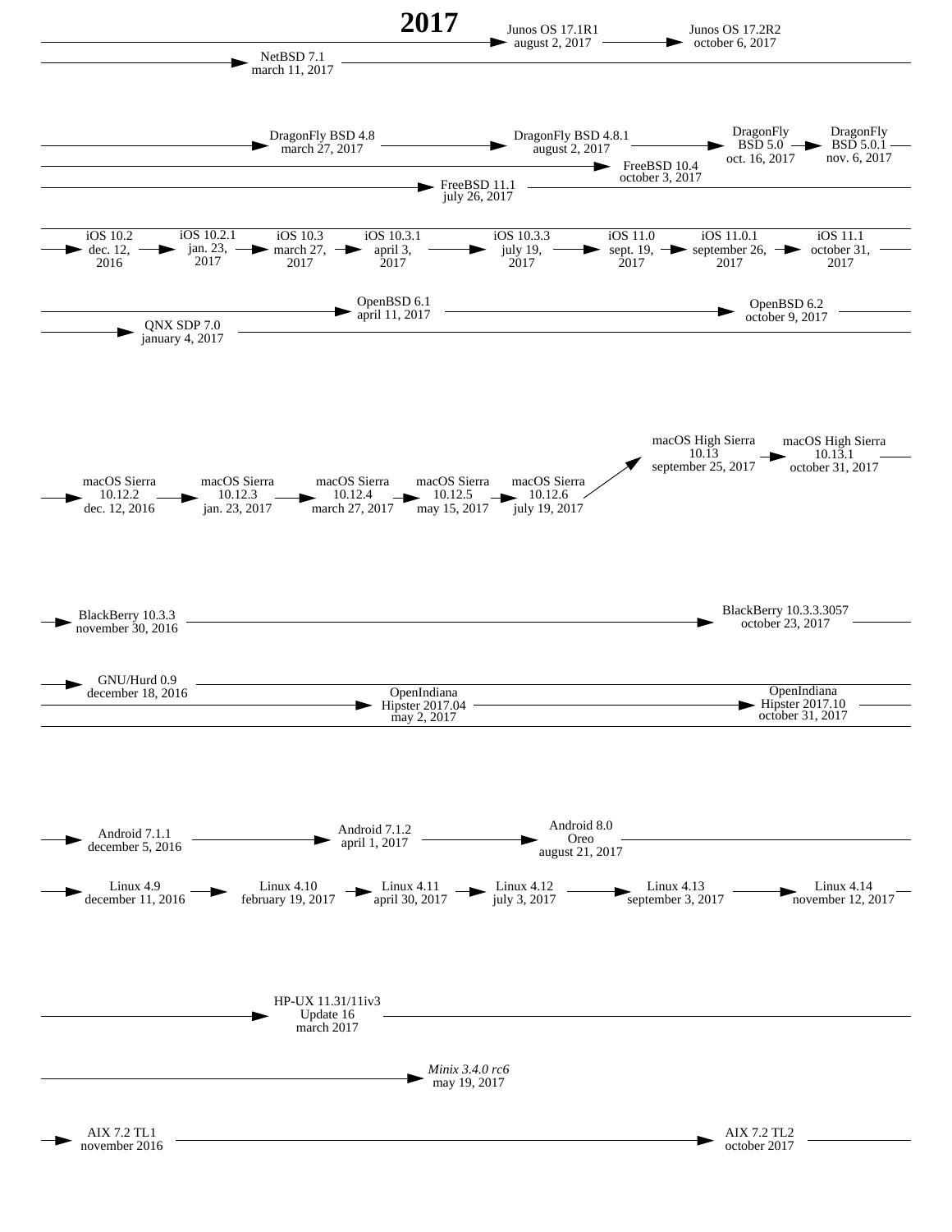# 2017

Junos OS 17.1R1
august 2, 2017

Junos OS 17.2R2
october 6, 2017

NetBSD 7.1
march 11, 2017

DragonFly BSD 4.8
march 27, 2017

DragonFly BSD 4.8.1
august 2, 2017

DragonFly BSD 5.0
oct. 16, 2017

DragonFly BSD 5.0.1
nov. 6, 2017

FreeBSD 10.4
october 3, 2017

FreeBSD 11.1
july 26, 2017

iOS 10.2
dec. 12, 2016

iOS 10.2.1
jan. 23, 2017

iOS 10.3
march 27, 2017

iOS 10.3.1
april 3, 2017

iOS 10.3.3
july 19, 2017

iOS 11.0
sept. 19, 2017

iOS 11.0.1
september 26, 2017

iOS 11.1
october 31, 2017

OpenBSD 6.1
april 11, 2017

OpenBSD 6.2
october 9, 2017

QNX SDP 7.0
january 4, 2017

macOS High Sierra 10.13
september 25, 2017

macOS High Sierra 10.13.1
october 31, 2017

macOS Sierra 10.12.2
dec. 12, 2016

macOS Sierra 10.12.3
jan. 23, 2017

macOS Sierra 10.12.4
march 27, 2017

macOS Sierra 10.12.5
may 15, 2017

macOS Sierra 10.12.6
july 19, 2017

BlackBerry 10.3.3
november 30, 2016

BlackBerry 10.3.3.3057
october 23, 2017

GNU/Hurd 0.9
december 18, 2016

OpenIndiana Hipster 2017.04
may 2, 2017

OpenIndiana Hipster 2017.10
october 31, 2017

Android 7.1.1
december 5, 2016

Android 7.1.2
april 1, 2017

Android 8.0 Oreo
august 21, 2017

Linux 4.9
december 11, 2016

Linux 4.10
february 19, 2017

Linux 4.11
april 30, 2017

Linux 4.12
july 3, 2017

Linux 4.13
september 3, 2017

Linux 4.14
november 12, 2017

HP-UX 11.31/11iv3 Update 16
march 2017

*Minix 3.4.0 rc6*
may 19, 2017

AIX 7.2 TL1
november 2016

AIX 7.2 TL2
october 2017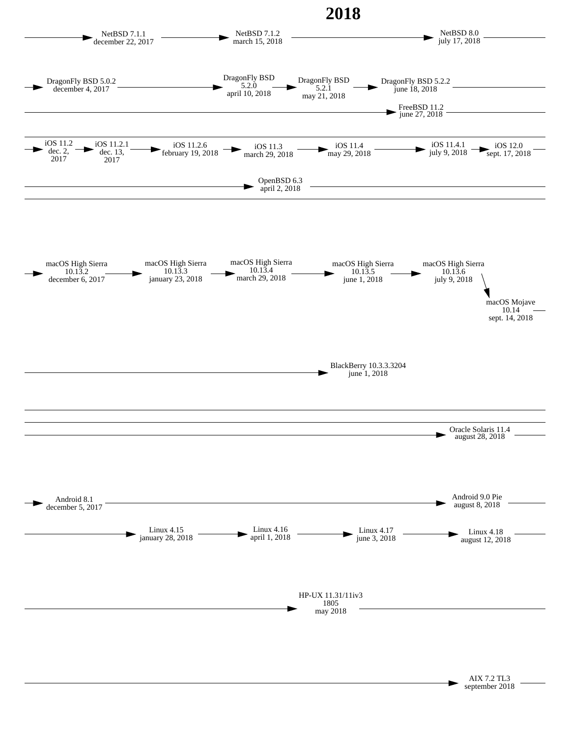# 2018

NetBSD 7.1.1
december 22, 2017

NetBSD 7.1.2
march 15, 2018

NetBSD 8.0
july 17, 2018

DragonFly BSD 5.0.2
december 4, 2017

DragonFly BSD
5.2.0
april 10, 2018

DragonFly BSD
5.2.1
may 21, 2018

DragonFly BSD 5.2.2
june 18, 2018

FreeBSD 11.2
june 27, 2018

iOS 11.2
dec. 2,
2017

iOS 11.2.1
dec. 13,
2017

iOS 11.2.6
february 19, 2018

iOS 11.3
march 29, 2018

iOS 11.4
may 29, 2018

iOS 11.4.1
july 9, 2018

iOS 12.0
sept. 17, 2018

OpenBSD 6.3
april 2, 2018

macOS High Sierra
10.13.2
december 6, 2017

macOS High Sierra
10.13.3
january 23, 2018

macOS High Sierra
10.13.4
march 29, 2018

macOS High Sierra
10.13.5
june 1, 2018

macOS High Sierra
10.13.6
july 9, 2018

macOS Mojave
10.14
sept. 14, 2018

BlackBerry 10.3.3.3204
june 1, 2018

Oracle Solaris 11.4
august 28, 2018

Android 8.1
december 5, 2017

Android 9.0 Pie
august 8, 2018

Linux 4.15
january 28, 2018

Linux 4.16
april 1, 2018

Linux 4.17
june 3, 2018

Linux 4.18
august 12, 2018

HP-UX 11.31/11iv3
1805
may 2018

AIX 7.2 TL3
september 2018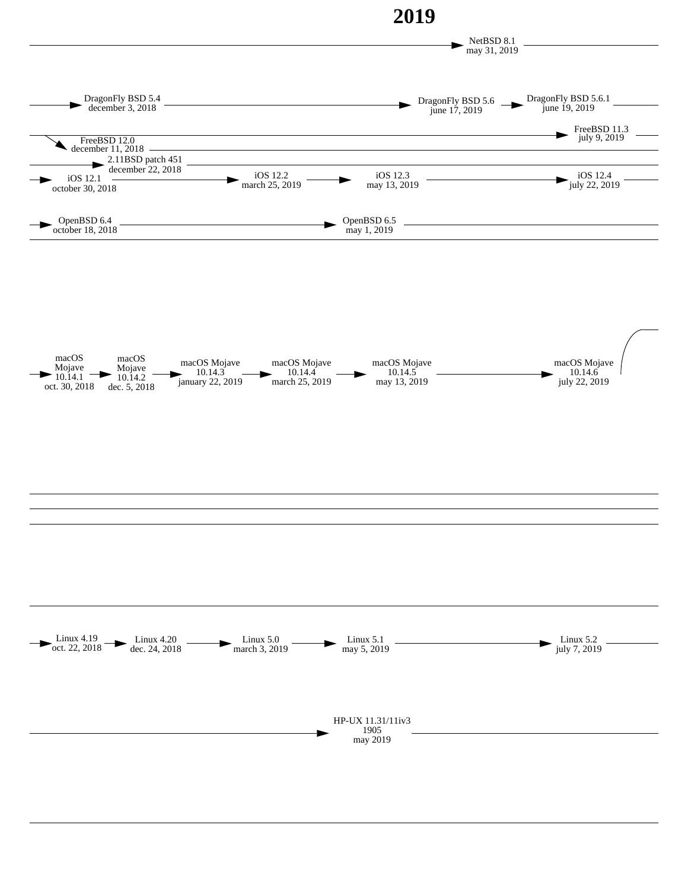# 2019

NetBSD 8.1
may 31, 2019

DragonFly BSD 5.4
december 3, 2018

DragonFly BSD 5.6
june 17, 2019

DragonFly BSD 5.6.1
june 19, 2019

FreeBSD 11.3
july 9, 2019

FreeBSD 12.0
december 11, 2018

2.11BSD patch 451
december 22, 2018

iOS 12.1
october 30, 2018

iOS 12.2
march 25, 2019

iOS 12.3
may 13, 2019

iOS 12.4
july 22, 2019

OpenBSD 6.4
october 18, 2018

OpenBSD 6.5
may 1, 2019

macOS Mojave 10.14.1
oct. 30, 2018

macOS Mojave 10.14.2
dec. 5, 2018

macOS Mojave 10.14.3
january 22, 2019

macOS Mojave 10.14.4
march 25, 2019

macOS Mojave 10.14.5
may 13, 2019

macOS Mojave 10.14.6
july 22, 2019

Linux 4.19
oct. 22, 2018

Linux 4.20
dec. 24, 2018

Linux 5.0
march 3, 2019

Linux 5.1
may 5, 2019

Linux 5.2
july 7, 2019

HP-UX 11.31/11iv3 1905
may 2019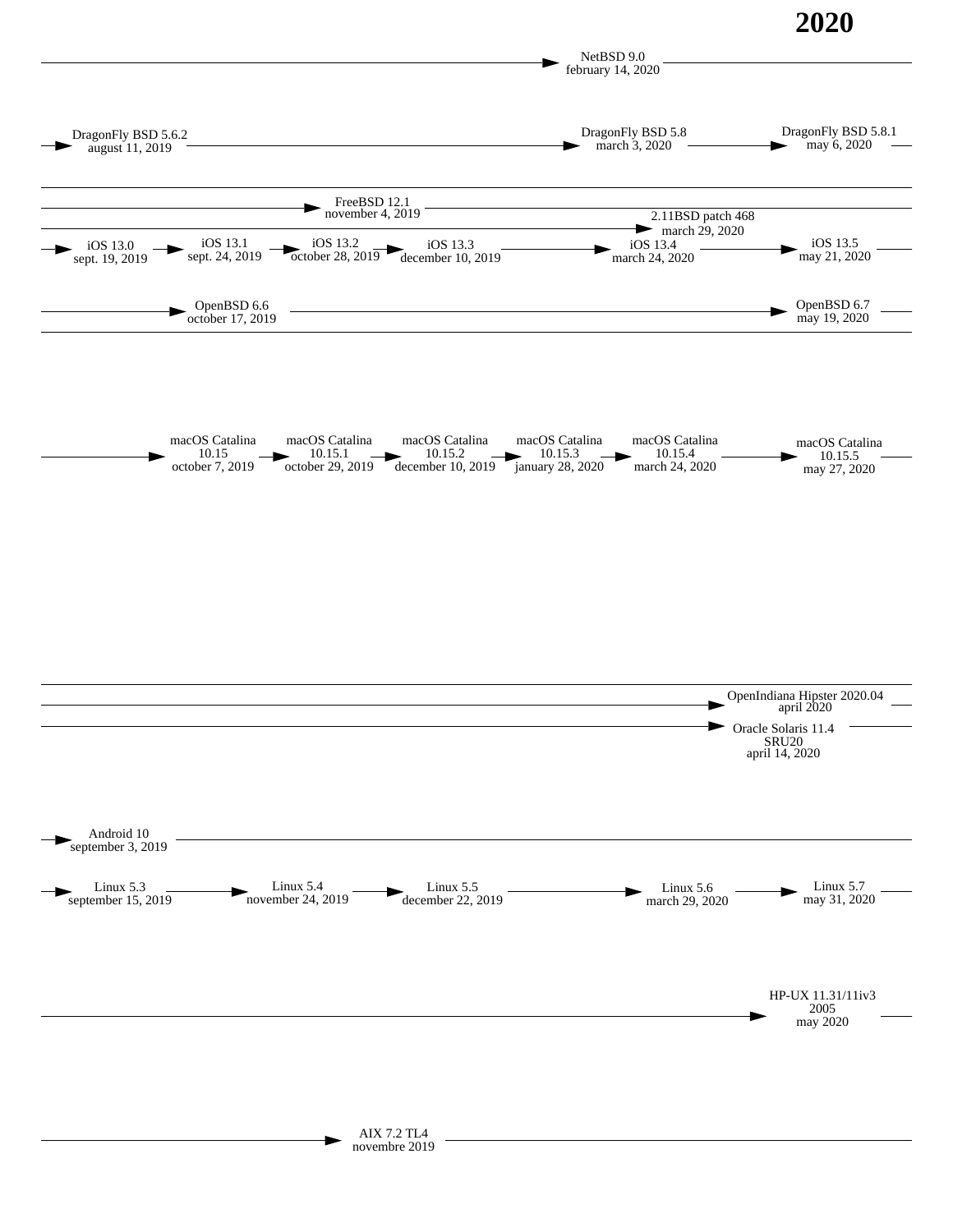# 2020

NetBSD 9.0
february 14, 2020

DragonFly BSD 5.6.2
august 11, 2019

DragonFly BSD 5.8
march 3, 2020

DragonFly BSD 5.8.1
may 6, 2020

FreeBSD 12.1
november 4, 2019

2.11BSD patch 468
march 29, 2020

iOS 13.0
sept. 19, 2019

iOS 13.1
sept. 24, 2019

iOS 13.2
october 28, 2019

iOS 13.3
december 10, 2019

iOS 13.4
march 24, 2020

iOS 13.5
may 21, 2020

OpenBSD 6.6
october 17, 2019

OpenBSD 6.7
may 19, 2020

macOS Catalina
10.15
october 7, 2019

macOS Catalina
10.15.1
october 29, 2019

macOS Catalina
10.15.2
december 10, 2019

macOS Catalina
10.15.3
january 28, 2020

macOS Catalina
10.15.4
march 24, 2020

macOS Catalina
10.15.5
may 27, 2020

OpenIndiana Hipster 2020.04
april 2020

Oracle Solaris 11.4
SRU20
april 14, 2020

Android 10
september 3, 2019

Linux 5.3
september 15, 2019

Linux 5.4
november 24, 2019

Linux 5.5
december 22, 2019

Linux 5.6
march 29, 2020

Linux 5.7
may 31, 2020

HP-UX 11.31/11iv3
2005
may 2020

AIX 7.2 TL4
novembre 2019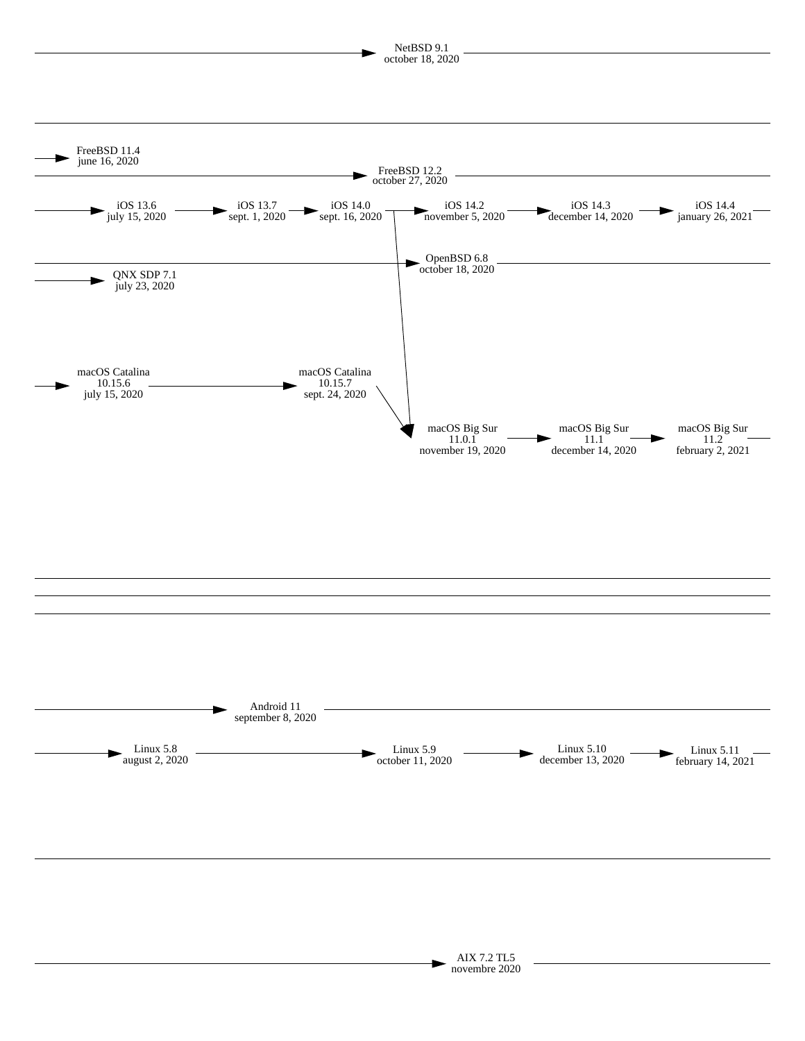NetBSD 9.1
october 18, 2020

FreeBSD 11.4
june 16, 2020

FreeBSD 12.2
october 27, 2020

iOS 13.6
july 15, 2020

iOS 13.7
sept. 1, 2020

iOS 14.0
sept. 16, 2020

iOS 14.2
november 5, 2020

iOS 14.3
december 14, 2020

iOS 14.4
january 26, 2021

OpenBSD 6.8
october 18, 2020

QNX SDP 7.1
july 23, 2020

macOS Catalina
10.15.6
july 15, 2020

macOS Catalina
10.15.7
sept. 24, 2020

macOS Big Sur
11.0.1
november 19, 2020

macOS Big Sur
11.1
december 14, 2020

macOS Big Sur
11.2
february 2, 2021

Android 11
september 8, 2020

Linux 5.8
august 2, 2020

Linux 5.9
october 11, 2020

Linux 5.10
december 13, 2020

Linux 5.11
february 14, 2021

AIX 7.2 TL5
novembre 2020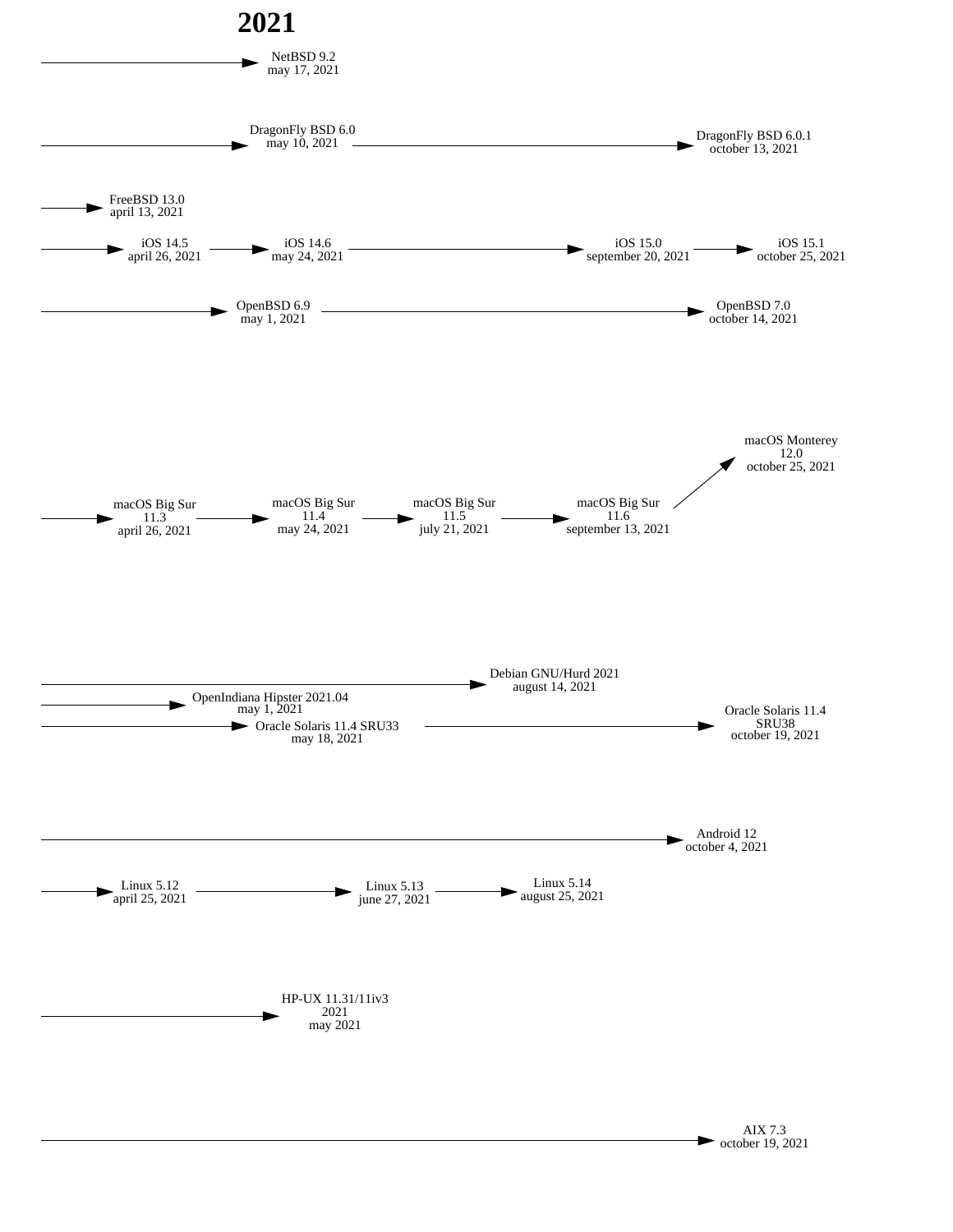# 2021

NetBSD 9.2
may 17, 2021

DragonFly BSD 6.0
may 10, 2021

DragonFly BSD 6.0.1
october 13, 2021

FreeBSD 13.0
april 13, 2021

iOS 14.5
april 26, 2021

iOS 14.6
may 24, 2021

iOS 15.0
september 20, 2021

iOS 15.1
october 25, 2021

OpenBSD 6.9
may 1, 2021

OpenBSD 7.0
october 14, 2021

macOS Monterey
12.0
october 25, 2021

macOS Big Sur
11.3
april 26, 2021

macOS Big Sur
11.4
may 24, 2021

macOS Big Sur
11.5
july 21, 2021

macOS Big Sur
11.6
september 13, 2021

Debian GNU/Hurd 2021
august 14, 2021

OpenIndiana Hipster 2021.04
may 1, 2021

Oracle Solaris 11.4 SRU33
may 18, 2021

Oracle Solaris 11.4
SRU38
october 19, 2021

Android 12
october 4, 2021

Linux 5.12
april 25, 2021

Linux 5.13
june 27, 2021

Linux 5.14
august 25, 2021

HP-UX 11.31/11iv3
2021
may 2021

AIX 7.3
october 19, 2021